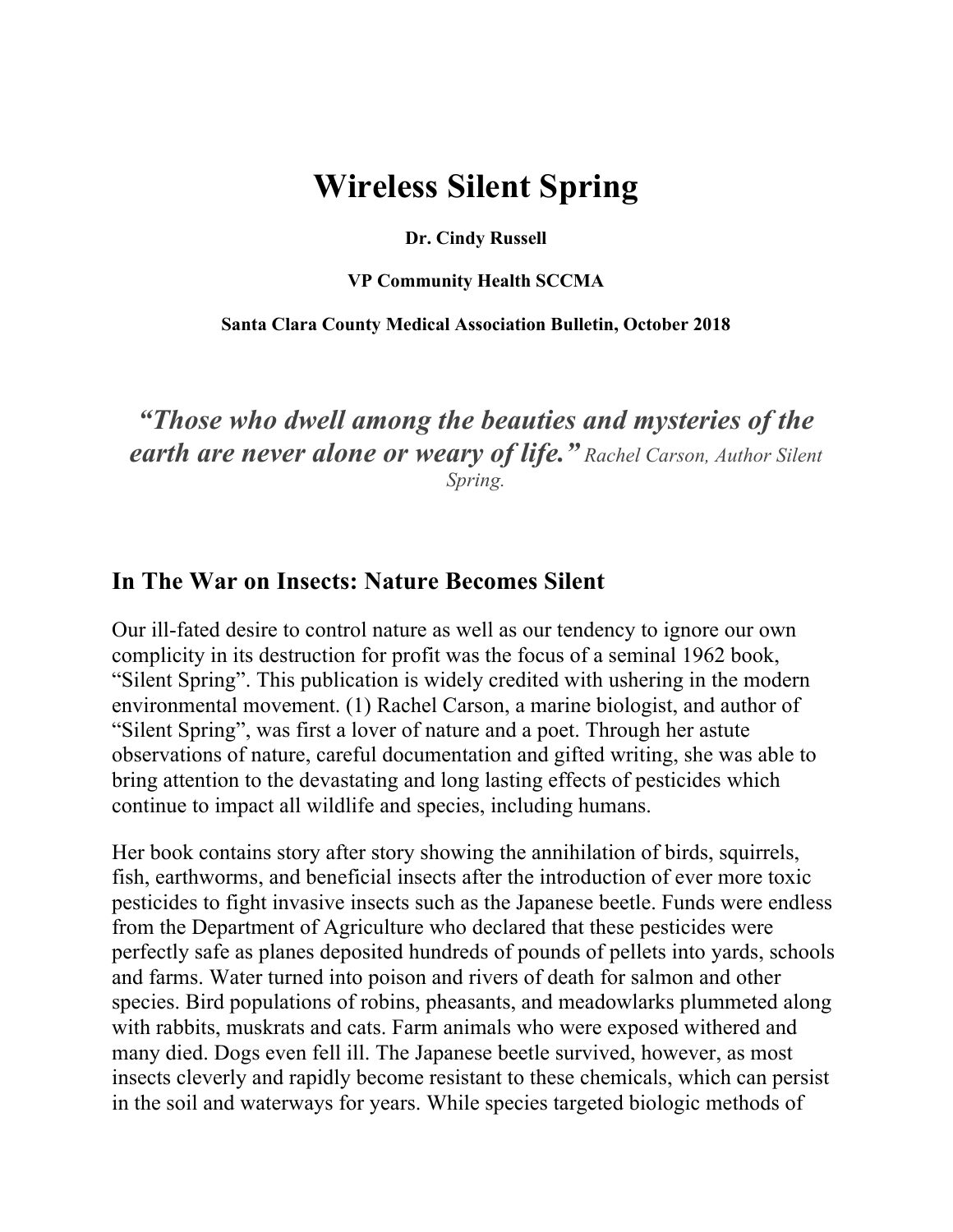# Wireless Silent Spring

**Dr. Cindy Russell**

**VP Community Health SCCMA**

**Santa Clara County Medical Association Bulletin, October 2018**

***"Those who dwell among the beauties and mysteries of the earth are never alone or weary of life."*** *Rachel Carson, Author Silent Spring.*

## In The War on Insects: Nature Becomes Silent

Our ill-fated desire to control nature as well as our tendency to ignore our own complicity in its destruction for profit was the focus of a seminal 1962 book, "Silent Spring". This publication is widely credited with ushering in the modern environmental movement. (1) Rachel Carson, a marine biologist, and author of "Silent Spring", was first a lover of nature and a poet. Through her astute observations of nature, careful documentation and gifted writing, she was able to bring attention to the devastating and long lasting effects of pesticides which continue to impact all wildlife and species, including humans.

Her book contains story after story showing the annihilation of birds, squirrels, fish, earthworms, and beneficial insects after the introduction of ever more toxic pesticides to fight invasive insects such as the Japanese beetle. Funds were endless from the Department of Agriculture who declared that these pesticides were perfectly safe as planes deposited hundreds of pounds of pellets into yards, schools and farms. Water turned into poison and rivers of death for salmon and other species. Bird populations of robins, pheasants, and meadowlarks plummeted along with rabbits, muskrats and cats. Farm animals who were exposed withered and many died. Dogs even fell ill. The Japanese beetle survived, however, as most insects cleverly and rapidly become resistant to these chemicals, which can persist in the soil and waterways for years. While species targeted biologic methods of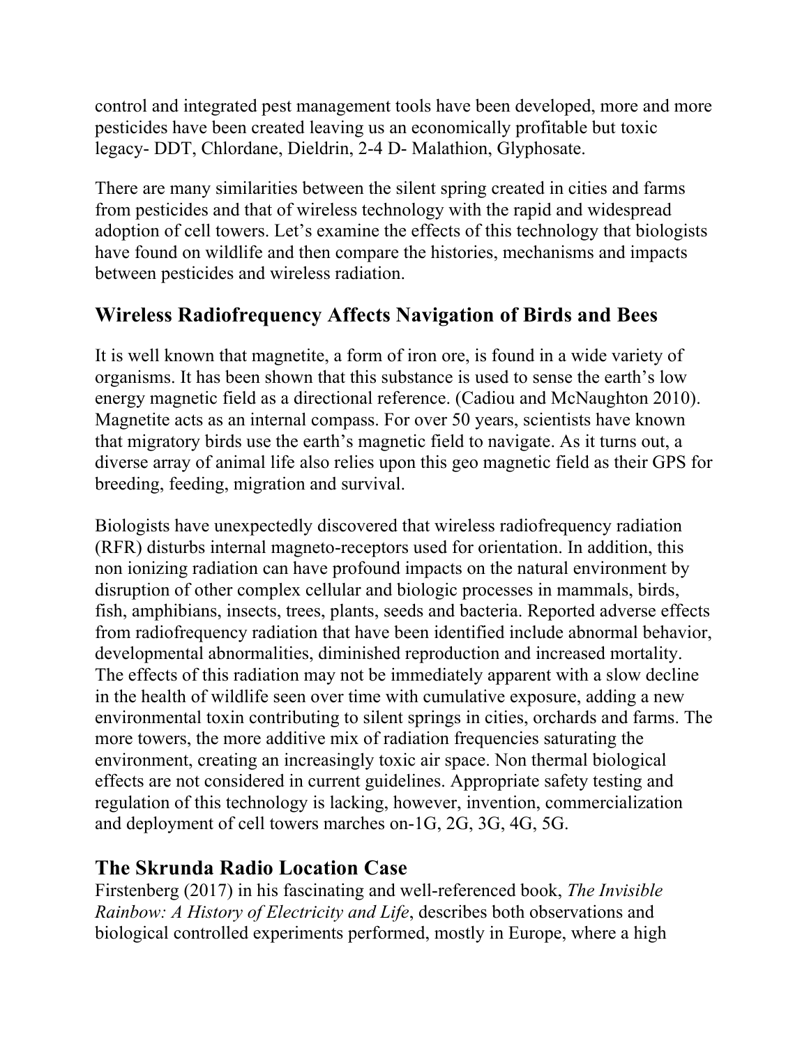control and integrated pest management tools have been developed, more and more pesticides have been created leaving us an economically profitable but toxic legacy- DDT, Chlordane, Dieldrin, 2-4 D- Malathion, Glyphosate.

There are many similarities between the silent spring created in cities and farms from pesticides and that of wireless technology with the rapid and widespread adoption of cell towers. Let's examine the effects of this technology that biologists have found on wildlife and then compare the histories, mechanisms and impacts between pesticides and wireless radiation.

## Wireless Radiofrequency Affects Navigation of Birds and Bees

It is well known that magnetite, a form of iron ore, is found in a wide variety of organisms. It has been shown that this substance is used to sense the earth's low energy magnetic field as a directional reference. (Cadiou and McNaughton 2010). Magnetite acts as an internal compass. For over 50 years, scientists have known that migratory birds use the earth's magnetic field to navigate. As it turns out, a diverse array of animal life also relies upon this geo magnetic field as their GPS for breeding, feeding, migration and survival.

Biologists have unexpectedly discovered that wireless radiofrequency radiation (RFR) disturbs internal magneto-receptors used for orientation. In addition, this non ionizing radiation can have profound impacts on the natural environment by disruption of other complex cellular and biologic processes in mammals, birds, fish, amphibians, insects, trees, plants, seeds and bacteria. Reported adverse effects from radiofrequency radiation that have been identified include abnormal behavior, developmental abnormalities, diminished reproduction and increased mortality. The effects of this radiation may not be immediately apparent with a slow decline in the health of wildlife seen over time with cumulative exposure, adding a new environmental toxin contributing to silent springs in cities, orchards and farms. The more towers, the more additive mix of radiation frequencies saturating the environment, creating an increasingly toxic air space. Non thermal biological effects are not considered in current guidelines. Appropriate safety testing and regulation of this technology is lacking, however, invention, commercialization and deployment of cell towers marches on-1G, 2G, 3G, 4G, 5G.

## The Skrunda Radio Location Case

Firstenberg (2017) in his fascinating and well-referenced book, *The Invisible Rainbow: A History of Electricity and Life*, describes both observations and biological controlled experiments performed, mostly in Europe, where a high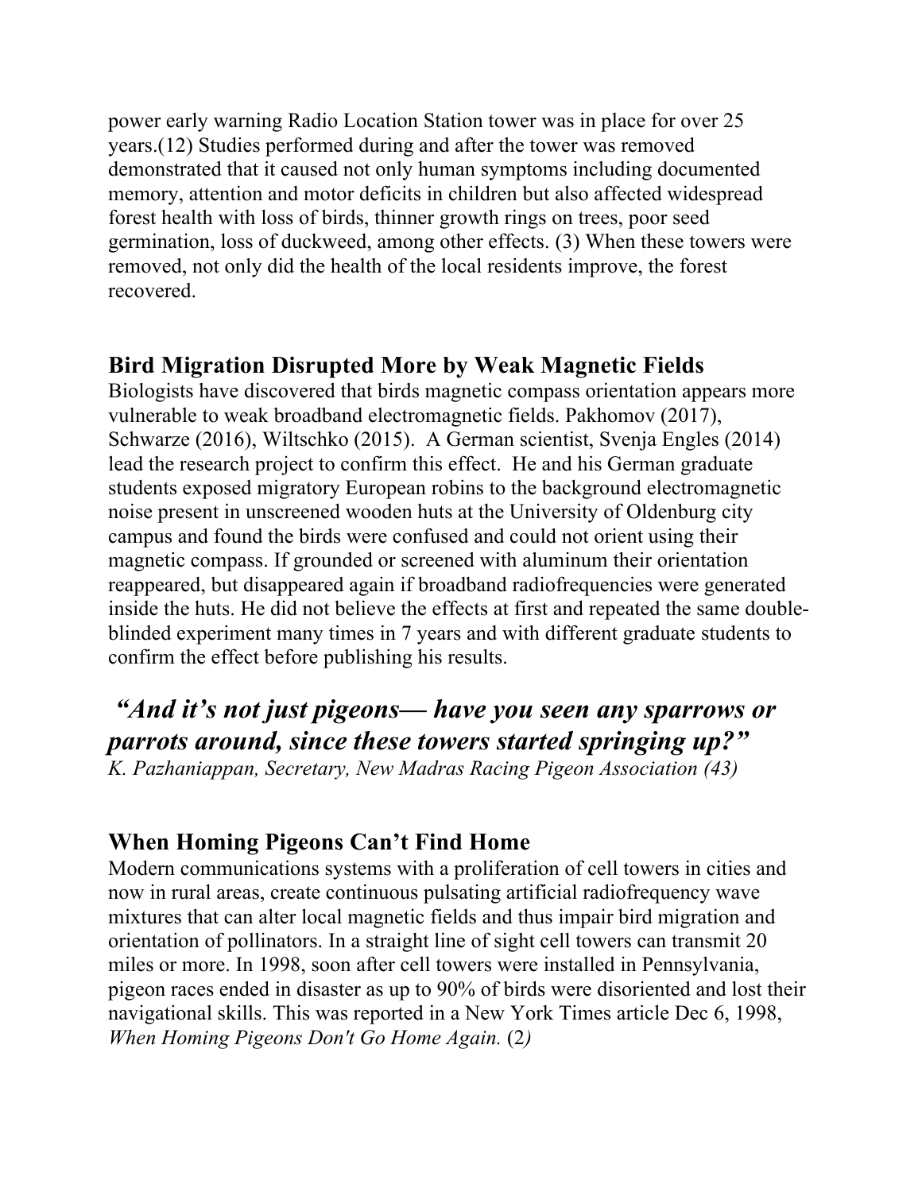power early warning Radio Location Station tower was in place for over 25 years.(12) Studies performed during and after the tower was removed demonstrated that it caused not only human symptoms including documented memory, attention and motor deficits in children but also affected widespread forest health with loss of birds, thinner growth rings on trees, poor seed germination, loss of duckweed, among other effects. (3) When these towers were removed, not only did the health of the local residents improve, the forest recovered.

## Bird Migration Disrupted More by Weak Magnetic Fields

Biologists have discovered that birds magnetic compass orientation appears more vulnerable to weak broadband electromagnetic fields. Pakhomov (2017), Schwarze (2016), Wiltschko (2015). A German scientist, Svenja Engles (2014) lead the research project to confirm this effect. He and his German graduate students exposed migratory European robins to the background electromagnetic noise present in unscreened wooden huts at the University of Oldenburg city campus and found the birds were confused and could not orient using their magnetic compass. If grounded or screened with aluminum their orientation reappeared, but disappeared again if broadband radiofrequencies were generated inside the huts. He did not believe the effects at first and repeated the same double-blinded experiment many times in 7 years and with different graduate students to confirm the effect before publishing his results.

### ***"And it's not just pigeons— have you seen any sparrows or parrots around, since these towers started springing up?"***

*K. Pazhaniappan, Secretary, New Madras Racing Pigeon Association (43)*

## When Homing Pigeons Can't Find Home

Modern communications systems with a proliferation of cell towers in cities and now in rural areas, create continuous pulsating artificial radiofrequency wave mixtures that can alter local magnetic fields and thus impair bird migration and orientation of pollinators. In a straight line of sight cell towers can transmit 20 miles or more. In 1998, soon after cell towers were installed in Pennsylvania, pigeon races ended in disaster as up to 90% of birds were disoriented and lost their navigational skills. This was reported in a New York Times article Dec 6, 1998, *When Homing Pigeons Don't Go Home Again.* (2)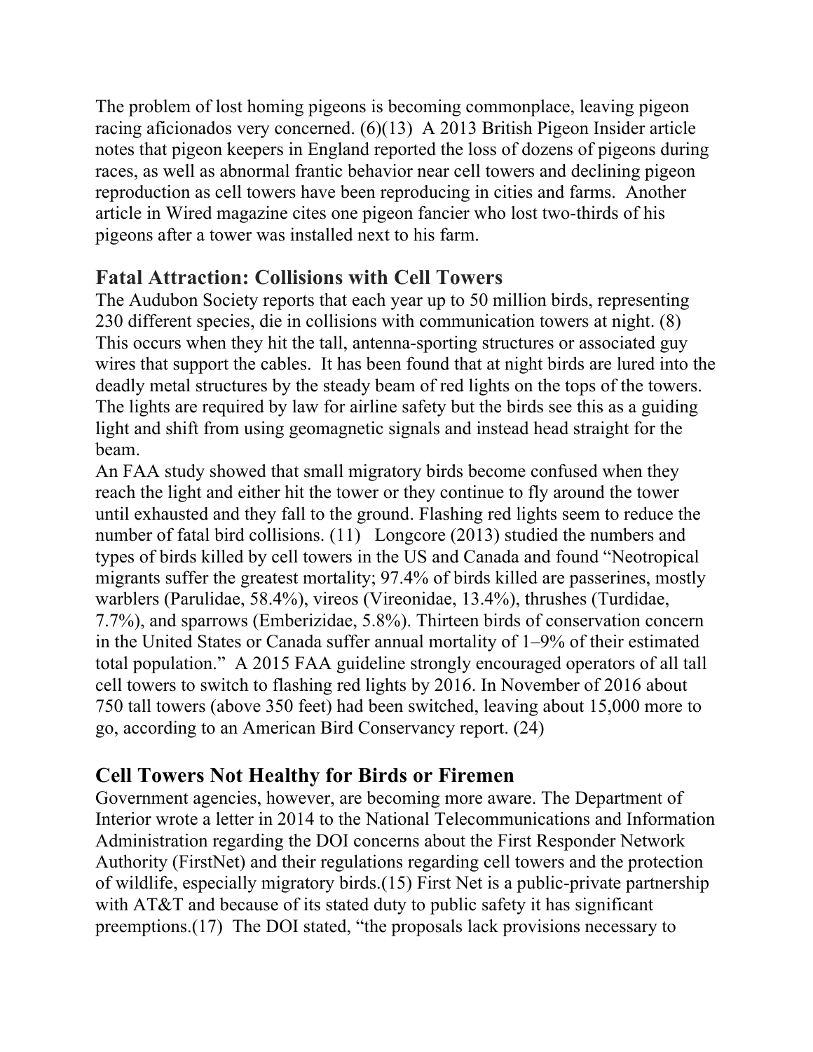The problem of lost homing pigeons is becoming commonplace, leaving pigeon racing aficionados very concerned. (6)(13) A 2013 British Pigeon Insider article notes that pigeon keepers in England reported the loss of dozens of pigeons during races, as well as abnormal frantic behavior near cell towers and declining pigeon reproduction as cell towers have been reproducing in cities and farms. Another article in Wired magazine cites one pigeon fancier who lost two-thirds of his pigeons after a tower was installed next to his farm.

## Fatal Attraction: Collisions with Cell Towers

The Audubon Society reports that each year up to 50 million birds, representing 230 different species, die in collisions with communication towers at night. (8) This occurs when they hit the tall, antenna-sporting structures or associated guy wires that support the cables. It has been found that at night birds are lured into the deadly metal structures by the steady beam of red lights on the tops of the towers. The lights are required by law for airline safety but the birds see this as a guiding light and shift from using geomagnetic signals and instead head straight for the beam.

An FAA study showed that small migratory birds become confused when they reach the light and either hit the tower or they continue to fly around the tower until exhausted and they fall to the ground. Flashing red lights seem to reduce the number of fatal bird collisions. (11) Longcore (2013) studied the numbers and types of birds killed by cell towers in the US and Canada and found "Neotropical migrants suffer the greatest mortality; 97.4% of birds killed are passerines, mostly warblers (Parulidae, 58.4%), vireos (Vireonidae, 13.4%), thrushes (Turdidae, 7.7%), and sparrows (Emberizidae, 5.8%). Thirteen birds of conservation concern in the United States or Canada suffer annual mortality of 1–9% of their estimated total population." A 2015 FAA guideline strongly encouraged operators of all tall cell towers to switch to flashing red lights by 2016. In November of 2016 about 750 tall towers (above 350 feet) had been switched, leaving about 15,000 more to go, according to an American Bird Conservancy report. (24)

## Cell Towers Not Healthy for Birds or Firemen

Government agencies, however, are becoming more aware. The Department of Interior wrote a letter in 2014 to the National Telecommunications and Information Administration regarding the DOI concerns about the First Responder Network Authority (FirstNet) and their regulations regarding cell towers and the protection of wildlife, especially migratory birds.(15) First Net is a public-private partnership with AT&T and because of its stated duty to public safety it has significant preemptions.(17) The DOI stated, "the proposals lack provisions necessary to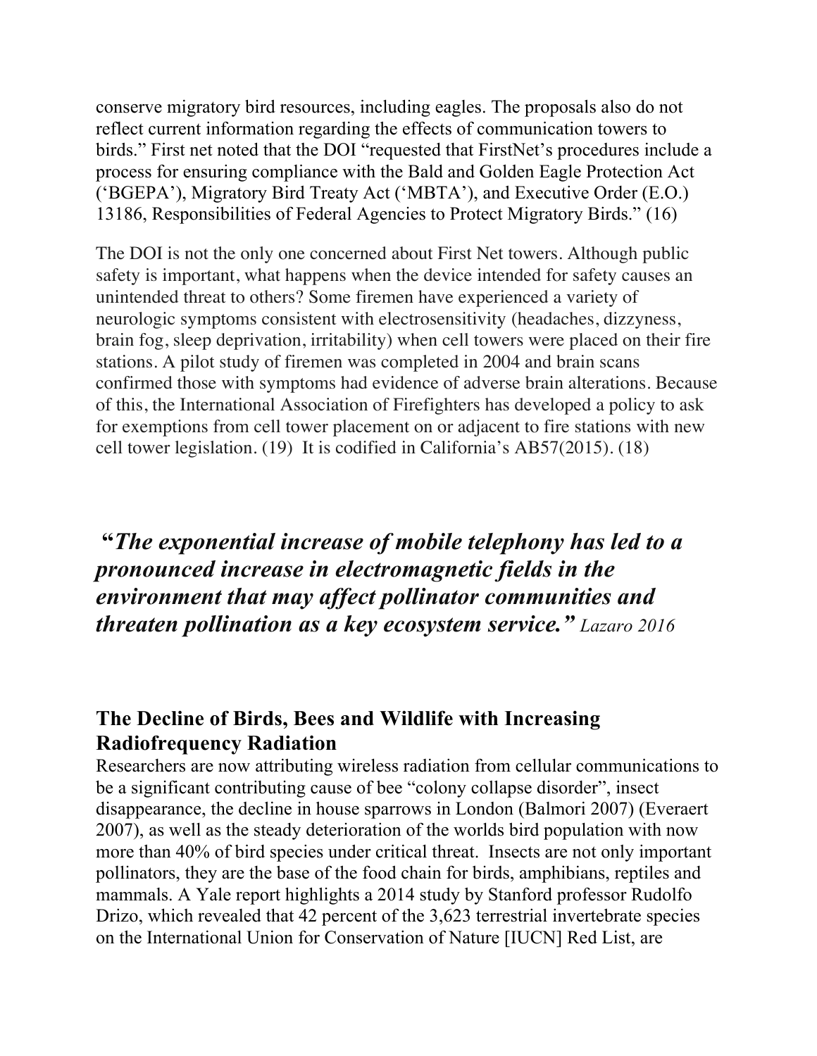conserve migratory bird resources, including eagles. The proposals also do not reflect current information regarding the effects of communication towers to birds." First net noted that the DOI "requested that FirstNet's procedures include a process for ensuring compliance with the Bald and Golden Eagle Protection Act ('BGEPA'), Migratory Bird Treaty Act ('MBTA'), and Executive Order (E.O.) 13186, Responsibilities of Federal Agencies to Protect Migratory Birds." (16)

The DOI is not the only one concerned about First Net towers. Although public safety is important, what happens when the device intended for safety causes an unintended threat to others? Some firemen have experienced a variety of neurologic symptoms consistent with electrosensitivity (headaches, dizzyness, brain fog, sleep deprivation, irritability) when cell towers were placed on their fire stations. A pilot study of firemen was completed in 2004 and brain scans confirmed those with symptoms had evidence of adverse brain alterations. Because of this, the International Association of Firefighters has developed a policy to ask for exemptions from cell tower placement on or adjacent to fire stations with new cell tower legislation. (19) It is codified in California's AB57(2015). (18)

> **"*The exponential increase of mobile telephony has led to a pronounced increase in electromagnetic fields in the environment that may affect pollinator communities and threaten pollination as a key ecosystem service.*"** *Lazaro 2016*

## The Decline of Birds, Bees and Wildlife with Increasing Radiofrequency Radiation

Researchers are now attributing wireless radiation from cellular communications to be a significant contributing cause of bee "colony collapse disorder", insect disappearance, the decline in house sparrows in London (Balmori 2007) (Everaert 2007), as well as the steady deterioration of the worlds bird population with now more than 40% of bird species under critical threat. Insects are not only important pollinators, they are the base of the food chain for birds, amphibians, reptiles and mammals. A Yale report highlights a 2014 study by Stanford professor Rudolfo Drizo, which revealed that 42 percent of the 3,623 terrestrial invertebrate species on the International Union for Conservation of Nature [IUCN] Red List, are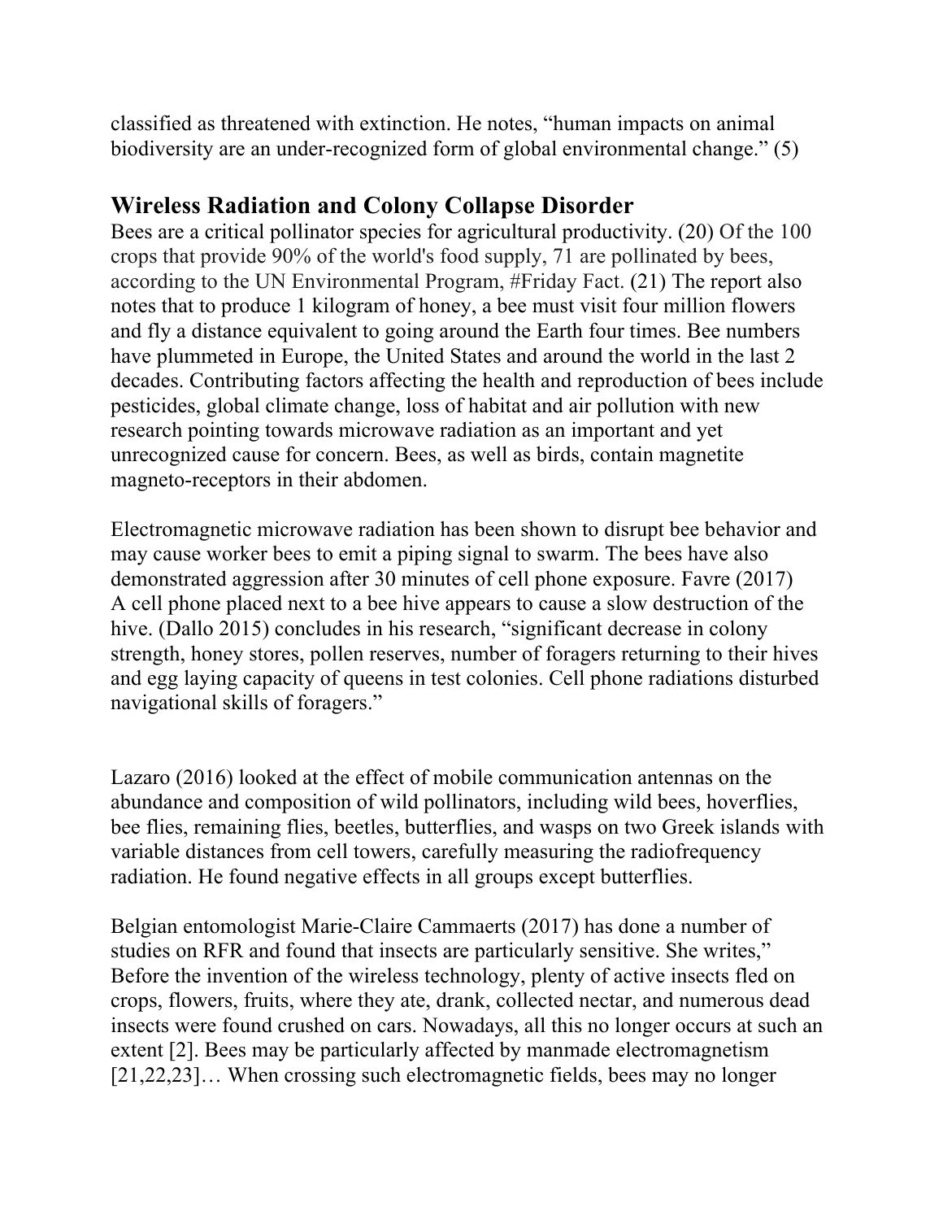classified as threatened with extinction. He notes, “human impacts on animal biodiversity are an under-recognized form of global environmental change.” (5)

## Wireless Radiation and Colony Collapse Disorder

Bees are a critical pollinator species for agricultural productivity. (20) Of the 100 crops that provide 90% of the world's food supply, 71 are pollinated by bees, according to the UN Environmental Program, #Friday Fact. (21) The report also notes that to produce 1 kilogram of honey, a bee must visit four million flowers and fly a distance equivalent to going around the Earth four times. Bee numbers have plummeted in Europe, the United States and around the world in the last 2 decades. Contributing factors affecting the health and reproduction of bees include pesticides, global climate change, loss of habitat and air pollution with new research pointing towards microwave radiation as an important and yet unrecognized cause for concern. Bees, as well as birds, contain magnetite magneto-receptors in their abdomen.

Electromagnetic microwave radiation has been shown to disrupt bee behavior and may cause worker bees to emit a piping signal to swarm. The bees have also demonstrated aggression after 30 minutes of cell phone exposure. Favre (2017) A cell phone placed next to a bee hive appears to cause a slow destruction of the hive. (Dallo 2015) concludes in his research, “significant decrease in colony strength, honey stores, pollen reserves, number of foragers returning to their hives and egg laying capacity of queens in test colonies. Cell phone radiations disturbed navigational skills of foragers.”

Lazaro (2016) looked at the effect of mobile communication antennas on the abundance and composition of wild pollinators, including wild bees, hoverflies, bee flies, remaining flies, beetles, butterflies, and wasps on two Greek islands with variable distances from cell towers, carefully measuring the radiofrequency radiation. He found negative effects in all groups except butterflies.

Belgian entomologist Marie-Claire Cammaerts (2017) has done a number of studies on RFR and found that insects are particularly sensitive. She writes,” Before the invention of the wireless technology, plenty of active insects fled on crops, flowers, fruits, where they ate, drank, collected nectar, and numerous dead insects were found crushed on cars. Nowadays, all this no longer occurs at such an extent [2]. Bees may be particularly affected by manmade electromagnetism [21,22,23]… When crossing such electromagnetic fields, bees may no longer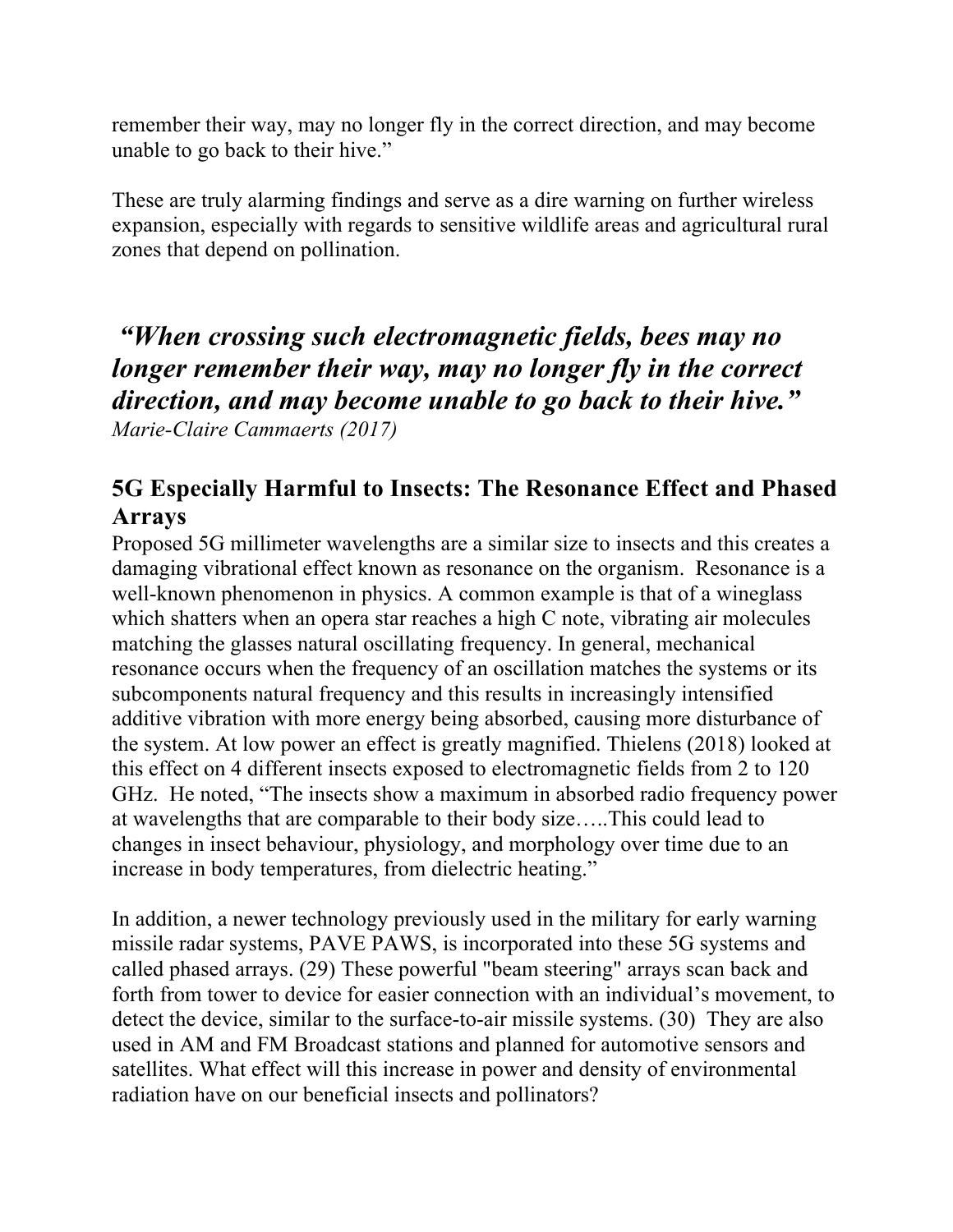remember their way, may no longer fly in the correct direction, and may become unable to go back to their hive."

These are truly alarming findings and serve as a dire warning on further wireless expansion, especially with regards to sensitive wildlife areas and agricultural rural zones that depend on pollination.

> ***"When crossing such electromagnetic fields, bees may no longer remember their way, may no longer fly in the correct direction, and may become unable to go back to their hive."***
> *Marie-Claire Cammaerts (2017)*

## 5G Especially Harmful to Insects: The Resonance Effect and Phased Arrays

Proposed 5G millimeter wavelengths are a similar size to insects and this creates a damaging vibrational effect known as resonance on the organism. Resonance is a well-known phenomenon in physics. A common example is that of a wineglass which shatters when an opera star reaches a high C note, vibrating air molecules matching the glasses natural oscillating frequency. In general, mechanical resonance occurs when the frequency of an oscillation matches the systems or its subcomponents natural frequency and this results in increasingly intensified additive vibration with more energy being absorbed, causing more disturbance of the system. At low power an effect is greatly magnified. Thielens (2018) looked at this effect on 4 different insects exposed to electromagnetic fields from 2 to 120 GHz. He noted, "The insects show a maximum in absorbed radio frequency power at wavelengths that are comparable to their body size…..This could lead to changes in insect behaviour, physiology, and morphology over time due to an increase in body temperatures, from dielectric heating."

In addition, a newer technology previously used in the military for early warning missile radar systems, PAVE PAWS, is incorporated into these 5G systems and called phased arrays. (29) These powerful "beam steering" arrays scan back and forth from tower to device for easier connection with an individual's movement, to detect the device, similar to the surface-to-air missile systems. (30) They are also used in AM and FM Broadcast stations and planned for automotive sensors and satellites. What effect will this increase in power and density of environmental radiation have on our beneficial insects and pollinators?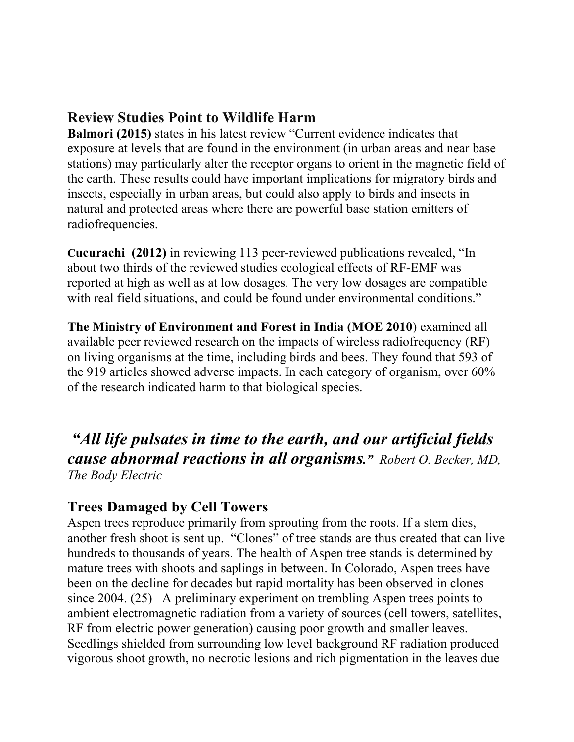## Review Studies Point to Wildlife Harm

**Balmori (2015)** states in his latest review "Current evidence indicates that exposure at levels that are found in the environment (in urban areas and near base stations) may particularly alter the receptor organs to orient in the magnetic field of the earth. These results could have important implications for migratory birds and insects, especially in urban areas, but could also apply to birds and insects in natural and protected areas where there are powerful base station emitters of radiofrequencies.

**Cucurachi (2012)** in reviewing 113 peer-reviewed publications revealed, "In about two thirds of the reviewed studies ecological effects of RF-EMF was reported at high as well as at low dosages. The very low dosages are compatible with real field situations, and could be found under environmental conditions."

**The Ministry of Environment and Forest in India (MOE 2010**) examined all available peer reviewed research on the impacts of wireless radiofrequency (RF) on living organisms at the time, including birds and bees. They found that 593 of the 919 articles showed adverse impacts. In each category of organism, over 60% of the research indicated harm to that biological species.

***"All life pulsates in time to the earth, and our artificial fields cause abnormal reactions in all organisms."*** *Robert O. Becker, MD, The Body Electric*

## Trees Damaged by Cell Towers

Aspen trees reproduce primarily from sprouting from the roots. If a stem dies, another fresh shoot is sent up. "Clones" of tree stands are thus created that can live hundreds to thousands of years. The health of Aspen tree stands is determined by mature trees with shoots and saplings in between. In Colorado, Aspen trees have been on the decline for decades but rapid mortality has been observed in clones since 2004. (25) A preliminary experiment on trembling Aspen trees points to ambient electromagnetic radiation from a variety of sources (cell towers, satellites, RF from electric power generation) causing poor growth and smaller leaves. Seedlings shielded from surrounding low level background RF radiation produced vigorous shoot growth, no necrotic lesions and rich pigmentation in the leaves due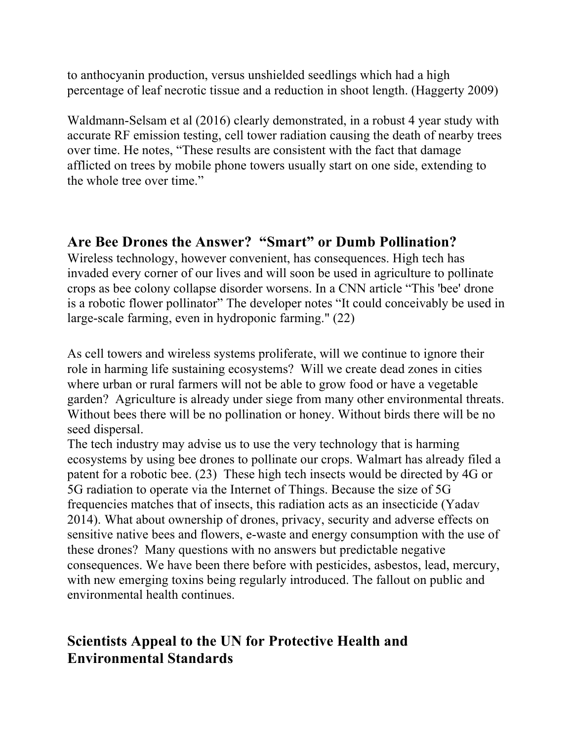to anthocyanin production, versus unshielded seedlings which had a high percentage of leaf necrotic tissue and a reduction in shoot length. (Haggerty 2009)

Waldmann-Selsam et al (2016) clearly demonstrated, in a robust 4 year study with accurate RF emission testing, cell tower radiation causing the death of nearby trees over time. He notes, "These results are consistent with the fact that damage afflicted on trees by mobile phone towers usually start on one side, extending to the whole tree over time."

## Are Bee Drones the Answer? "Smart" or Dumb Pollination?

Wireless technology, however convenient, has consequences. High tech has invaded every corner of our lives and will soon be used in agriculture to pollinate crops as bee colony collapse disorder worsens. In a CNN article "This 'bee' drone is a robotic flower pollinator" The developer notes "It could conceivably be used in large-scale farming, even in hydroponic farming." (22)

As cell towers and wireless systems proliferate, will we continue to ignore their role in harming life sustaining ecosystems? Will we create dead zones in cities where urban or rural farmers will not be able to grow food or have a vegetable garden? Agriculture is already under siege from many other environmental threats. Without bees there will be no pollination or honey. Without birds there will be no seed dispersal.

The tech industry may advise us to use the very technology that is harming ecosystems by using bee drones to pollinate our crops. Walmart has already filed a patent for a robotic bee. (23) These high tech insects would be directed by 4G or 5G radiation to operate via the Internet of Things. Because the size of 5G frequencies matches that of insects, this radiation acts as an insecticide (Yadav 2014). What about ownership of drones, privacy, security and adverse effects on sensitive native bees and flowers, e-waste and energy consumption with the use of these drones? Many questions with no answers but predictable negative consequences. We have been there before with pesticides, asbestos, lead, mercury, with new emerging toxins being regularly introduced. The fallout on public and environmental health continues.

## Scientists Appeal to the UN for Protective Health and Environmental Standards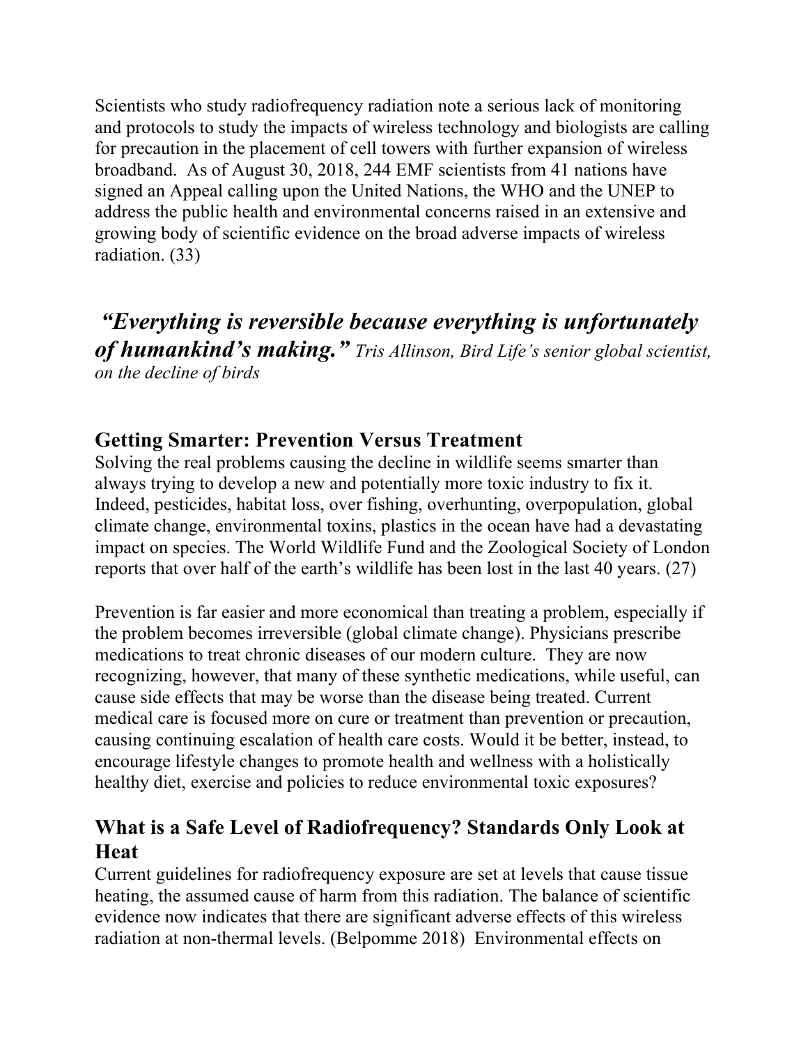Scientists who study radiofrequency radiation note a serious lack of monitoring and protocols to study the impacts of wireless technology and biologists are calling for precaution in the placement of cell towers with further expansion of wireless broadband. As of August 30, 2018, 244 EMF scientists from 41 nations have signed an Appeal calling upon the United Nations, the WHO and the UNEP to address the public health and environmental concerns raised in an extensive and growing body of scientific evidence on the broad adverse impacts of wireless radiation. (33)

***"Everything is reversible because everything is unfortunately of humankind's making."*** *Tris Allinson, Bird Life's senior global scientist, on the decline of birds*

## Getting Smarter: Prevention Versus Treatment

Solving the real problems causing the decline in wildlife seems smarter than always trying to develop a new and potentially more toxic industry to fix it. Indeed, pesticides, habitat loss, over fishing, overhunting, overpopulation, global climate change, environmental toxins, plastics in the ocean have had a devastating impact on species. The World Wildlife Fund and the Zoological Society of London reports that over half of the earth's wildlife has been lost in the last 40 years. (27)

Prevention is far easier and more economical than treating a problem, especially if the problem becomes irreversible (global climate change). Physicians prescribe medications to treat chronic diseases of our modern culture. They are now recognizing, however, that many of these synthetic medications, while useful, can cause side effects that may be worse than the disease being treated. Current medical care is focused more on cure or treatment than prevention or precaution, causing continuing escalation of health care costs. Would it be better, instead, to encourage lifestyle changes to promote health and wellness with a holistically healthy diet, exercise and policies to reduce environmental toxic exposures?

## What is a Safe Level of Radiofrequency? Standards Only Look at Heat

Current guidelines for radiofrequency exposure are set at levels that cause tissue heating, the assumed cause of harm from this radiation. The balance of scientific evidence now indicates that there are significant adverse effects of this wireless radiation at non-thermal levels. (Belpomme 2018) Environmental effects on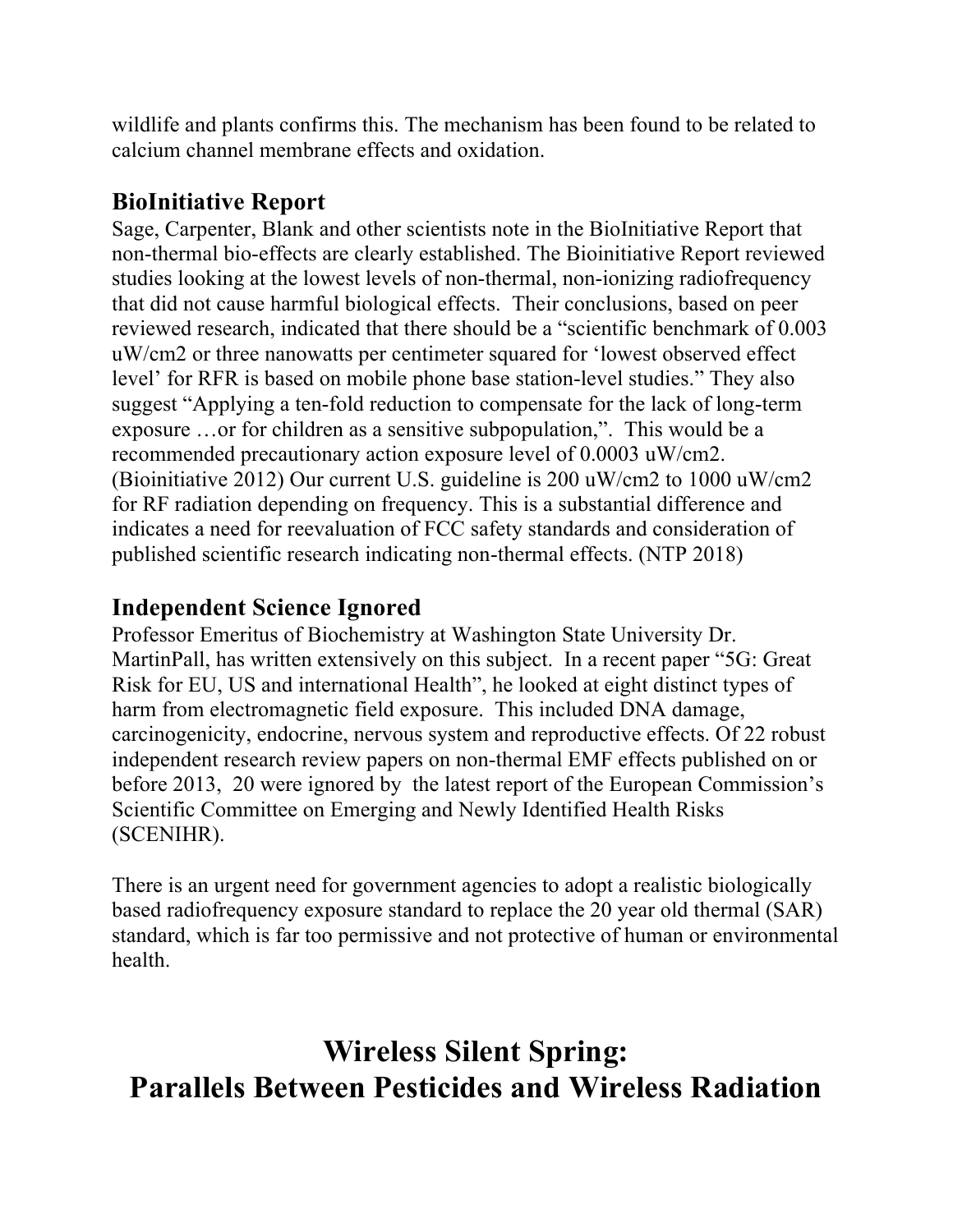wildlife and plants confirms this. The mechanism has been found to be related to calcium channel membrane effects and oxidation.

### BioInitiative Report

Sage, Carpenter, Blank and other scientists note in the BioInitiative Report that non-thermal bio-effects are clearly established. The Bioinitiative Report reviewed studies looking at the lowest levels of non-thermal, non-ionizing radiofrequency that did not cause harmful biological effects. Their conclusions, based on peer reviewed research, indicated that there should be a "scientific benchmark of 0.003 uW/cm2 or three nanowatts per centimeter squared for 'lowest observed effect level' for RFR is based on mobile phone base station-level studies." They also suggest "Applying a ten-fold reduction to compensate for the lack of long-term exposure …or for children as a sensitive subpopulation,". This would be a recommended precautionary action exposure level of 0.0003 uW/cm2. (Bioinitiative 2012) Our current U.S. guideline is 200 uW/cm2 to 1000 uW/cm2 for RF radiation depending on frequency. This is a substantial difference and indicates a need for reevaluation of FCC safety standards and consideration of published scientific research indicating non-thermal effects. (NTP 2018)

### Independent Science Ignored

Professor Emeritus of Biochemistry at Washington State University Dr. MartinPall, has written extensively on this subject. In a recent paper "5G: Great Risk for EU, US and international Health", he looked at eight distinct types of harm from electromagnetic field exposure. This included DNA damage, carcinogenicity, endocrine, nervous system and reproductive effects. Of 22 robust independent research review papers on non-thermal EMF effects published on or before 2013, 20 were ignored by the latest report of the European Commission's Scientific Committee on Emerging and Newly Identified Health Risks (SCENIHR).

There is an urgent need for government agencies to adopt a realistic biologically based radiofrequency exposure standard to replace the 20 year old thermal (SAR) standard, which is far too permissive and not protective of human or environmental health.

## Wireless Silent Spring: Parallels Between Pesticides and Wireless Radiation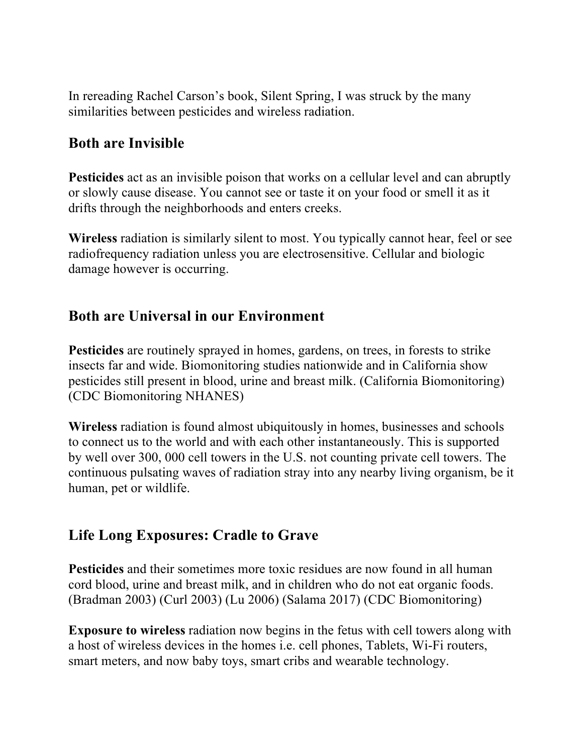In rereading Rachel Carson's book, Silent Spring, I was struck by the many similarities between pesticides and wireless radiation.

## Both are Invisible

**Pesticides** act as an invisible poison that works on a cellular level and can abruptly or slowly cause disease. You cannot see or taste it on your food or smell it as it drifts through the neighborhoods and enters creeks.

**Wireless** radiation is similarly silent to most. You typically cannot hear, feel or see radiofrequency radiation unless you are electrosensitive. Cellular and biologic damage however is occurring.

## Both are Universal in our Environment

**Pesticides** are routinely sprayed in homes, gardens, on trees, in forests to strike insects far and wide. Biomonitoring studies nationwide and in California show pesticides still present in blood, urine and breast milk. (California Biomonitoring) (CDC Biomonitoring NHANES)

**Wireless** radiation is found almost ubiquitously in homes, businesses and schools to connect us to the world and with each other instantaneously. This is supported by well over 300, 000 cell towers in the U.S. not counting private cell towers. The continuous pulsating waves of radiation stray into any nearby living organism, be it human, pet or wildlife.

## Life Long Exposures: Cradle to Grave

**Pesticides** and their sometimes more toxic residues are now found in all human cord blood, urine and breast milk, and in children who do not eat organic foods. (Bradman 2003) (Curl 2003) (Lu 2006) (Salama 2017) (CDC Biomonitoring)

**Exposure to wireless** radiation now begins in the fetus with cell towers along with a host of wireless devices in the homes i.e. cell phones, Tablets, Wi-Fi routers, smart meters, and now baby toys, smart cribs and wearable technology.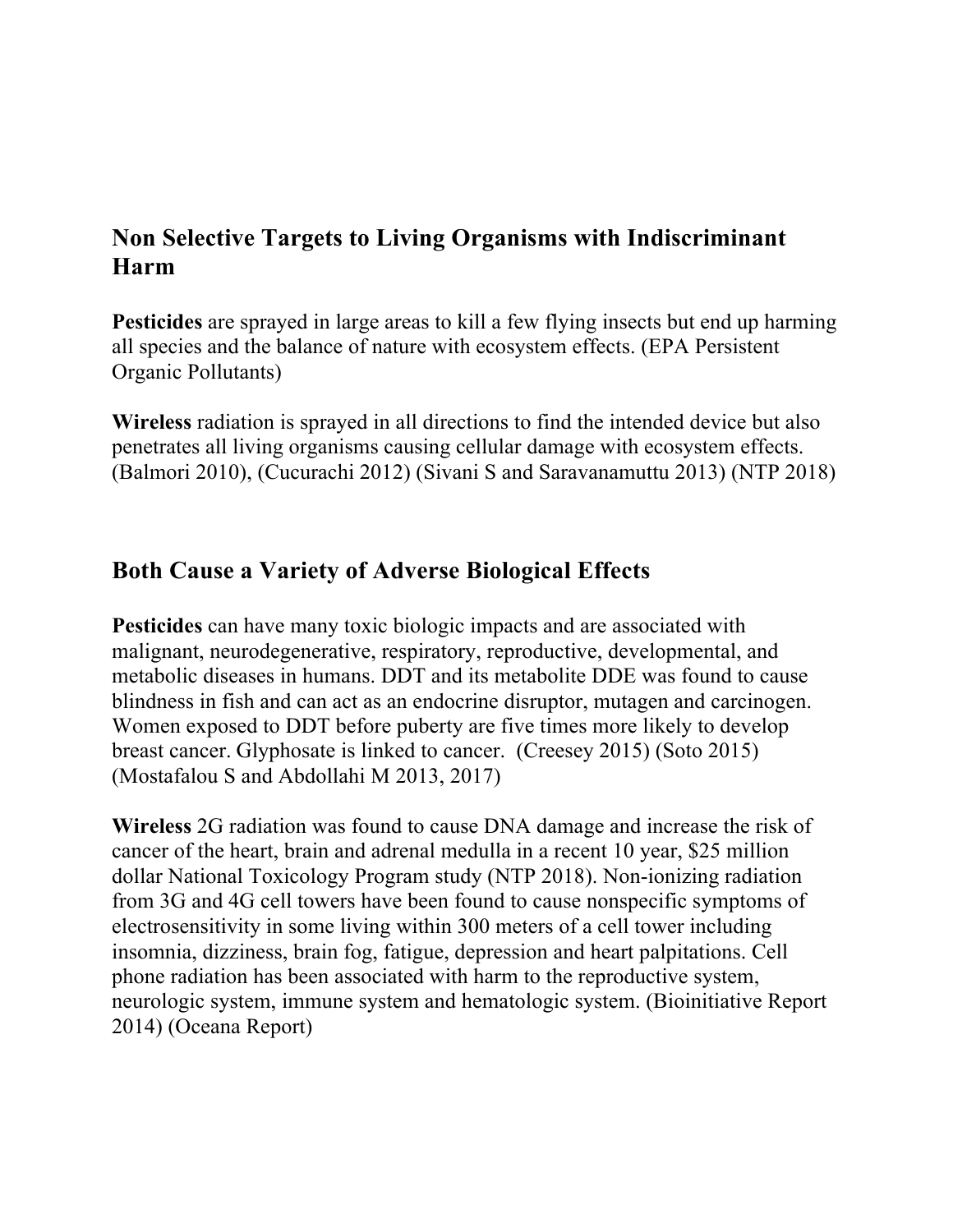## Non Selective Targets to Living Organisms with Indiscriminant Harm

**Pesticides** are sprayed in large areas to kill a few flying insects but end up harming all species and the balance of nature with ecosystem effects. (EPA Persistent Organic Pollutants)

**Wireless** radiation is sprayed in all directions to find the intended device but also penetrates all living organisms causing cellular damage with ecosystem effects. (Balmori 2010), (Cucurachi 2012) (Sivani S and Saravanamuttu 2013) (NTP 2018)

## Both Cause a Variety of Adverse Biological Effects

**Pesticides** can have many toxic biologic impacts and are associated with malignant, neurodegenerative, respiratory, reproductive, developmental, and metabolic diseases in humans. DDT and its metabolite DDE was found to cause blindness in fish and can act as an endocrine disruptor, mutagen and carcinogen. Women exposed to DDT before puberty are five times more likely to develop breast cancer. Glyphosate is linked to cancer. (Creesey 2015) (Soto 2015) (Mostafalou S and Abdollahi M 2013, 2017)

**Wireless** 2G radiation was found to cause DNA damage and increase the risk of cancer of the heart, brain and adrenal medulla in a recent 10 year, $25 million dollar National Toxicology Program study (NTP 2018). Non-ionizing radiation from 3G and 4G cell towers have been found to cause nonspecific symptoms of electrosensitivity in some living within 300 meters of a cell tower including insomnia, dizziness, brain fog, fatigue, depression and heart palpitations. Cell phone radiation has been associated with harm to the reproductive system, neurologic system, immune system and hematologic system. (Bioinitiative Report 2014) (Oceana Report)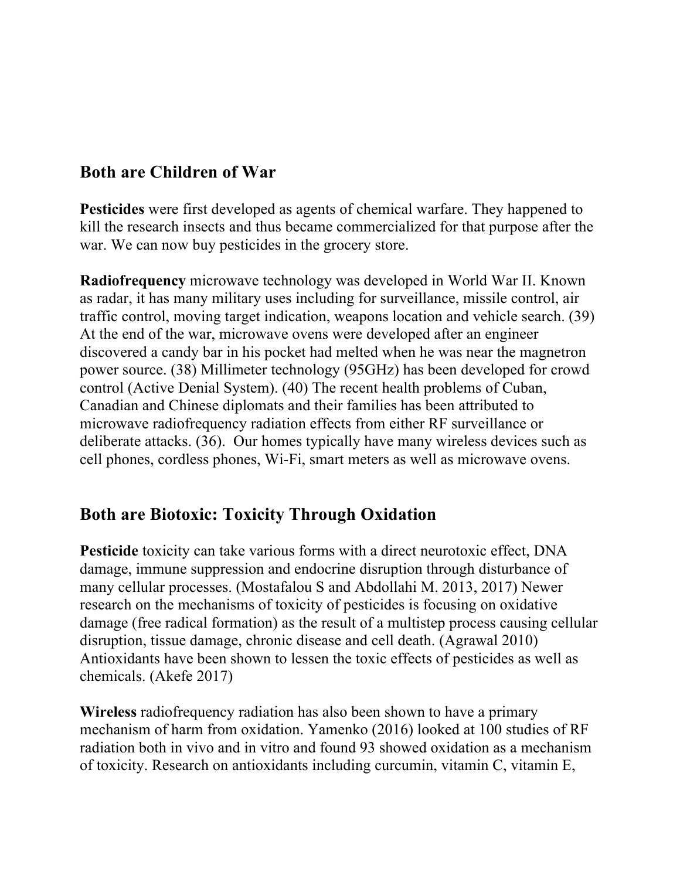## Both are Children of War

**Pesticides** were first developed as agents of chemical warfare. They happened to kill the research insects and thus became commercialized for that purpose after the war. We can now buy pesticides in the grocery store.

**Radiofrequency** microwave technology was developed in World War II. Known as radar, it has many military uses including for surveillance, missile control, air traffic control, moving target indication, weapons location and vehicle search. (39) At the end of the war, microwave ovens were developed after an engineer discovered a candy bar in his pocket had melted when he was near the magnetron power source. (38) Millimeter technology (95GHz) has been developed for crowd control (Active Denial System). (40) The recent health problems of Cuban, Canadian and Chinese diplomats and their families has been attributed to microwave radiofrequency radiation effects from either RF surveillance or deliberate attacks. (36). Our homes typically have many wireless devices such as cell phones, cordless phones, Wi-Fi, smart meters as well as microwave ovens.

## Both are Biotoxic: Toxicity Through Oxidation

**Pesticide** toxicity can take various forms with a direct neurotoxic effect, DNA damage, immune suppression and endocrine disruption through disturbance of many cellular processes. (Mostafalou S and Abdollahi M. 2013, 2017) Newer research on the mechanisms of toxicity of pesticides is focusing on oxidative damage (free radical formation) as the result of a multistep process causing cellular disruption, tissue damage, chronic disease and cell death. (Agrawal 2010) Antioxidants have been shown to lessen the toxic effects of pesticides as well as chemicals. (Akefe 2017)

**Wireless** radiofrequency radiation has also been shown to have a primary mechanism of harm from oxidation. Yamenko (2016) looked at 100 studies of RF radiation both in vivo and in vitro and found 93 showed oxidation as a mechanism of toxicity. Research on antioxidants including curcumin, vitamin C, vitamin E,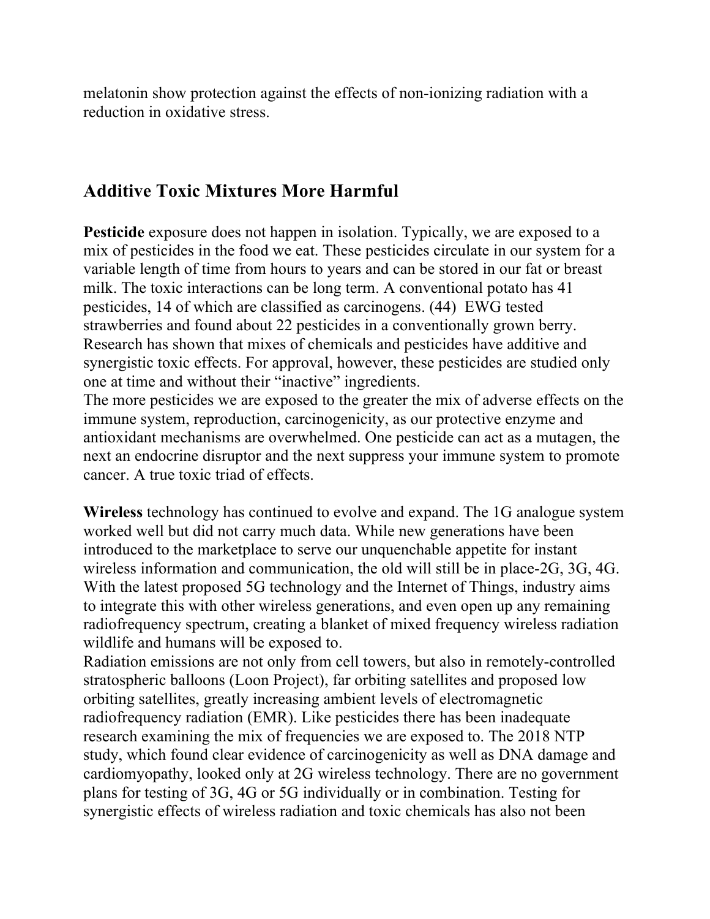melatonin show protection against the effects of non-ionizing radiation with a reduction in oxidative stress.

## Additive Toxic Mixtures More Harmful

**Pesticide** exposure does not happen in isolation. Typically, we are exposed to a mix of pesticides in the food we eat. These pesticides circulate in our system for a variable length of time from hours to years and can be stored in our fat or breast milk. The toxic interactions can be long term. A conventional potato has 41 pesticides, 14 of which are classified as carcinogens. (44) EWG tested strawberries and found about 22 pesticides in a conventionally grown berry. Research has shown that mixes of chemicals and pesticides have additive and synergistic toxic effects. For approval, however, these pesticides are studied only one at time and without their "inactive" ingredients.
The more pesticides we are exposed to the greater the mix of adverse effects on the immune system, reproduction, carcinogenicity, as our protective enzyme and antioxidant mechanisms are overwhelmed. One pesticide can act as a mutagen, the next an endocrine disruptor and the next suppress your immune system to promote cancer. A true toxic triad of effects.

**Wireless** technology has continued to evolve and expand. The 1G analogue system worked well but did not carry much data. While new generations have been introduced to the marketplace to serve our unquenchable appetite for instant wireless information and communication, the old will still be in place-2G, 3G, 4G. With the latest proposed 5G technology and the Internet of Things, industry aims to integrate this with other wireless generations, and even open up any remaining radiofrequency spectrum, creating a blanket of mixed frequency wireless radiation wildlife and humans will be exposed to.
Radiation emissions are not only from cell towers, but also in remotely-controlled stratospheric balloons (Loon Project), far orbiting satellites and proposed low orbiting satellites, greatly increasing ambient levels of electromagnetic radiofrequency radiation (EMR). Like pesticides there has been inadequate research examining the mix of frequencies we are exposed to. The 2018 NTP study, which found clear evidence of carcinogenicity as well as DNA damage and cardiomyopathy, looked only at 2G wireless technology. There are no government plans for testing of 3G, 4G or 5G individually or in combination. Testing for synergistic effects of wireless radiation and toxic chemicals has also not been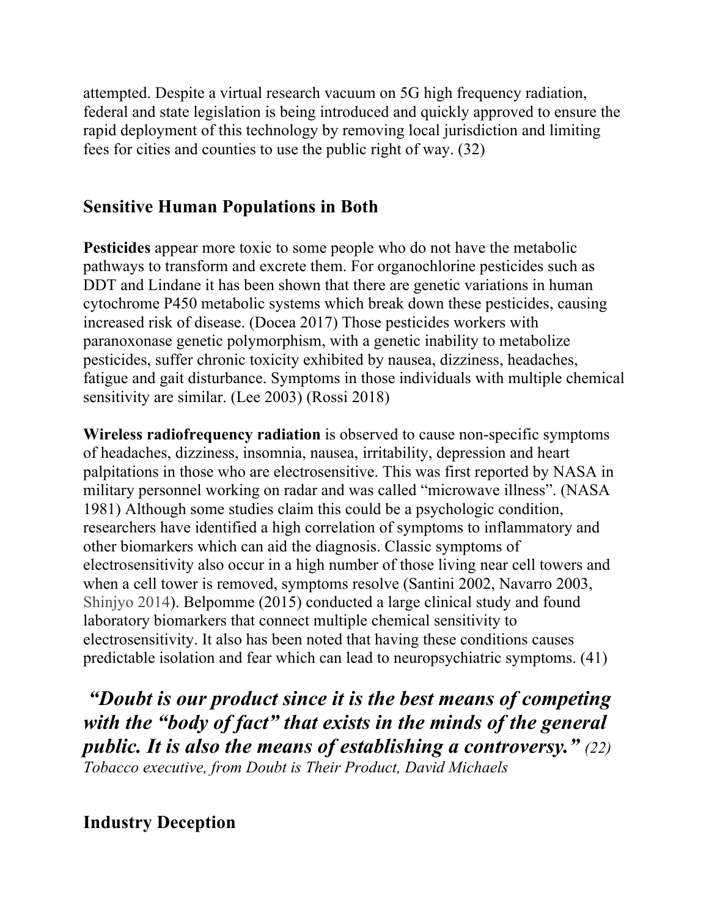attempted. Despite a virtual research vacuum on 5G high frequency radiation, federal and state legislation is being introduced and quickly approved to ensure the rapid deployment of this technology by removing local jurisdiction and limiting fees for cities and counties to use the public right of way. (32)

## Sensitive Human Populations in Both

**Pesticides** appear more toxic to some people who do not have the metabolic pathways to transform and excrete them. For organochlorine pesticides such as DDT and Lindane it has been shown that there are genetic variations in human cytochrome P450 metabolic systems which break down these pesticides, causing increased risk of disease. (Docea 2017) Those pesticides workers with paranoxonase genetic polymorphism, with a genetic inability to metabolize pesticides, suffer chronic toxicity exhibited by nausea, dizziness, headaches, fatigue and gait disturbance. Symptoms in those individuals with multiple chemical sensitivity are similar. (Lee 2003) (Rossi 2018)

**Wireless radiofrequency radiation** is observed to cause non-specific symptoms of headaches, dizziness, insomnia, nausea, irritability, depression and heart palpitations in those who are electrosensitive. This was first reported by NASA in military personnel working on radar and was called "microwave illness". (NASA 1981) Although some studies claim this could be a psychologic condition, researchers have identified a high correlation of symptoms to inflammatory and other biomarkers which can aid the diagnosis. Classic symptoms of electrosensitivity also occur in a high number of those living near cell towers and when a cell tower is removed, symptoms resolve (Santini 2002, Navarro 2003, Shinjyo 2014). Belpomme (2015) conducted a large clinical study and found laboratory biomarkers that connect multiple chemical sensitivity to electrosensitivity. It also has been noted that having these conditions causes predictable isolation and fear which can lead to neuropsychiatric symptoms. (41)

***"Doubt is our product since it is the best means of competing with the "body of fact" that exists in the minds of the general public. It is also the means of establishing a controversy."*** *(22)*
*Tobacco executive, from Doubt is Their Product, David Michaels*

## Industry Deception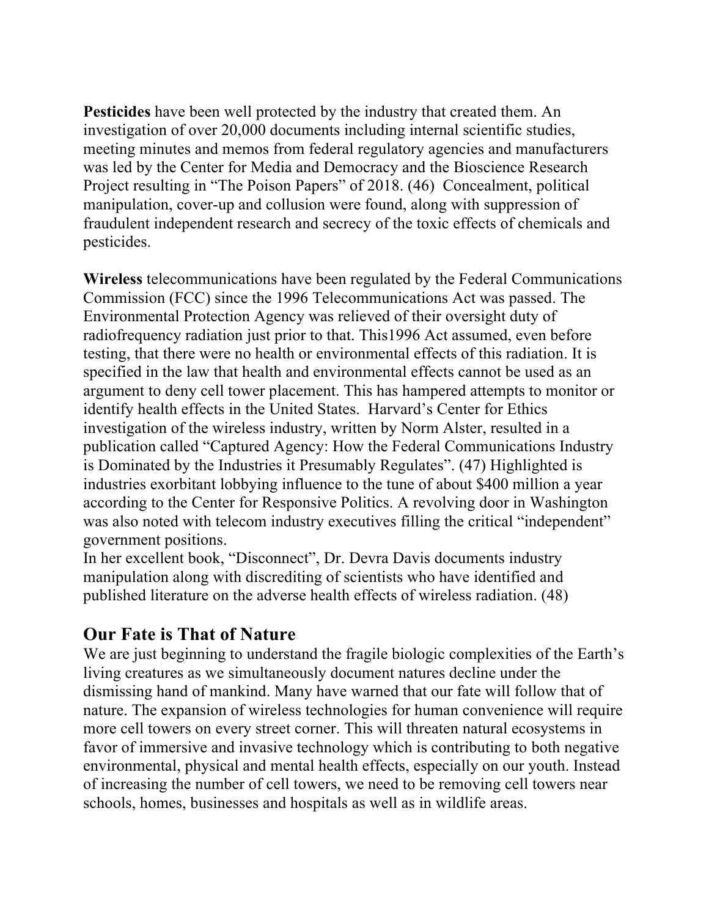**Pesticides** have been well protected by the industry that created them. An investigation of over 20,000 documents including internal scientific studies, meeting minutes and memos from federal regulatory agencies and manufacturers was led by the Center for Media and Democracy and the Bioscience Research Project resulting in "The Poison Papers" of 2018. (46) Concealment, political manipulation, cover-up and collusion were found, along with suppression of fraudulent independent research and secrecy of the toxic effects of chemicals and pesticides.

**Wireless** telecommunications have been regulated by the Federal Communications Commission (FCC) since the 1996 Telecommunications Act was passed. The Environmental Protection Agency was relieved of their oversight duty of radiofrequency radiation just prior to that. This1996 Act assumed, even before testing, that there were no health or environmental effects of this radiation. It is specified in the law that health and environmental effects cannot be used as an argument to deny cell tower placement. This has hampered attempts to monitor or identify health effects in the United States. Harvard's Center for Ethics investigation of the wireless industry, written by Norm Alster, resulted in a publication called "Captured Agency: How the Federal Communications Industry is Dominated by the Industries it Presumably Regulates". (47) Highlighted is industries exorbitant lobbying influence to the tune of about $400 million a year according to the Center for Responsive Politics. A revolving door in Washington was also noted with telecom industry executives filling the critical "independent" government positions.
In her excellent book, "Disconnect", Dr. Devra Davis documents industry manipulation along with discrediting of scientists who have identified and published literature on the adverse health effects of wireless radiation. (48)

## Our Fate is That of Nature

We are just beginning to understand the fragile biologic complexities of the Earth's living creatures as we simultaneously document natures decline under the dismissing hand of mankind. Many have warned that our fate will follow that of nature. The expansion of wireless technologies for human convenience will require more cell towers on every street corner. This will threaten natural ecosystems in favor of immersive and invasive technology which is contributing to both negative environmental, physical and mental health effects, especially on our youth. Instead of increasing the number of cell towers, we need to be removing cell towers near schools, homes, businesses and hospitals as well as in wildlife areas.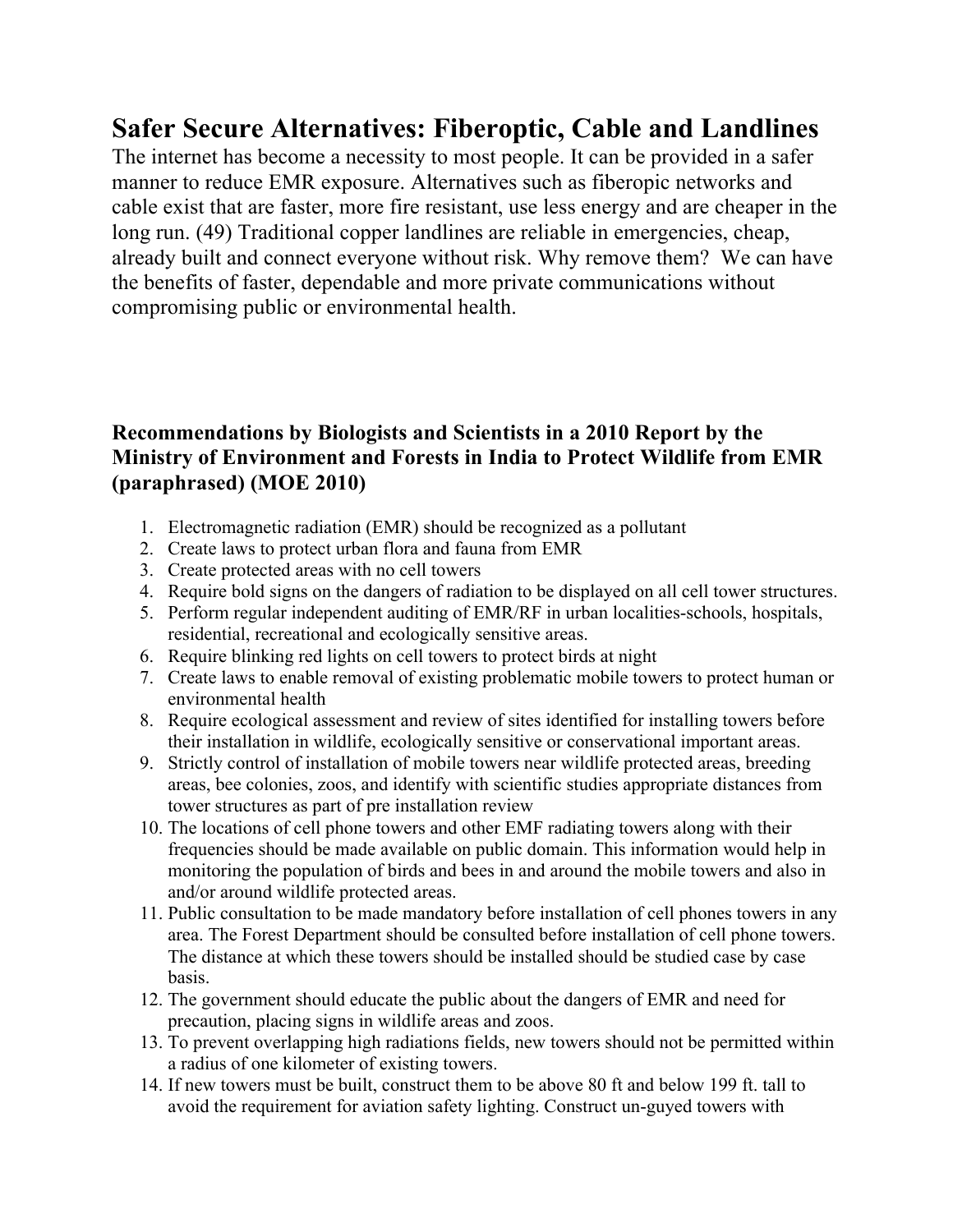## Safer Secure Alternatives: Fiberoptic, Cable and Landlines

The internet has become a necessity to most people. It can be provided in a safer manner to reduce EMR exposure. Alternatives such as fiberopic networks and cable exist that are faster, more fire resistant, use less energy and are cheaper in the long run. (49) Traditional copper landlines are reliable in emergencies, cheap, already built and connect everyone without risk. Why remove them? We can have the benefits of faster, dependable and more private communications without compromising public or environmental health.

### Recommendations by Biologists and Scientists in a 2010 Report by the Ministry of Environment and Forests in India to Protect Wildlife from EMR (paraphrased) (MOE 2010)

1. Electromagnetic radiation (EMR) should be recognized as a pollutant
2. Create laws to protect urban flora and fauna from EMR
3. Create protected areas with no cell towers
4. Require bold signs on the dangers of radiation to be displayed on all cell tower structures.
5. Perform regular independent auditing of EMR/RF in urban localities-schools, hospitals, residential, recreational and ecologically sensitive areas.
6. Require blinking red lights on cell towers to protect birds at night
7. Create laws to enable removal of existing problematic mobile towers to protect human or environmental health
8. Require ecological assessment and review of sites identified for installing towers before their installation in wildlife, ecologically sensitive or conservational important areas.
9. Strictly control of installation of mobile towers near wildlife protected areas, breeding areas, bee colonies, zoos, and identify with scientific studies appropriate distances from tower structures as part of pre installation review
10. The locations of cell phone towers and other EMF radiating towers along with their frequencies should be made available on public domain. This information would help in monitoring the population of birds and bees in and around the mobile towers and also in and/or around wildlife protected areas.
11. Public consultation to be made mandatory before installation of cell phones towers in any area. The Forest Department should be consulted before installation of cell phone towers. The distance at which these towers should be installed should be studied case by case basis.
12. The government should educate the public about the dangers of EMR and need for precaution, placing signs in wildlife areas and zoos.
13. To prevent overlapping high radiations fields, new towers should not be permitted within a radius of one kilometer of existing towers.
14. If new towers must be built, construct them to be above 80 ft and below 199 ft. tall to avoid the requirement for aviation safety lighting. Construct un-guyed towers with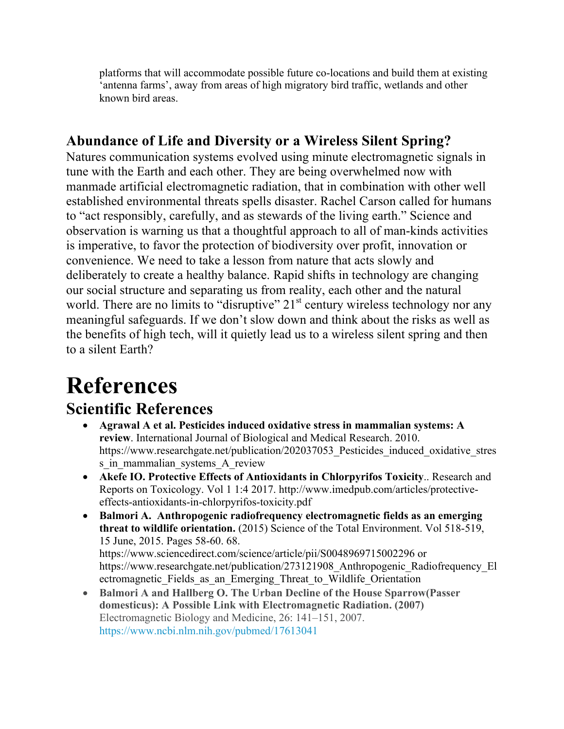platforms that will accommodate possible future co-locations and build them at existing 'antenna farms', away from areas of high migratory bird traffic, wetlands and other known bird areas.

## Abundance of Life and Diversity or a Wireless Silent Spring?

Natures communication systems evolved using minute electromagnetic signals in tune with the Earth and each other. They are being overwhelmed now with manmade artificial electromagnetic radiation, that in combination with other well established environmental threats spells disaster. Rachel Carson called for humans to "act responsibly, carefully, and as stewards of the living earth." Science and observation is warning us that a thoughtful approach to all of man-kinds activities is imperative, to favor the protection of biodiversity over profit, innovation or convenience. We need to take a lesson from nature that acts slowly and deliberately to create a healthy balance. Rapid shifts in technology are changing our social structure and separating us from reality, each other and the natural world. There are no limits to "disruptive" 21st century wireless technology nor any meaningful safeguards. If we don't slow down and think about the risks as well as the benefits of high tech, will it quietly lead us to a wireless silent spring and then to a silent Earth?

# References

## Scientific References

- **Agrawal A et al. Pesticides induced oxidative stress in mammalian systems: A review**. International Journal of Biological and Medical Research. 2010. https://www.researchgate.net/publication/202037053_Pesticides_induced_oxidative_stress_in_mammalian_systems_A_review
- **Akefe IO. Protective Effects of Antioxidants in Chlorpyrifos Toxicity**.. Research and Reports on Toxicology. Vol 1 1:4 2017. http://www.imedpub.com/articles/protective-effects-antioxidants-in-chlorpyrifos-toxicity.pdf
- **Balmori A. Anthropogenic radiofrequency electromagnetic fields as an emerging threat to wildlife orientation.** (2015) Science of the Total Environment. Vol 518-519, 15 June, 2015. Pages 58-60. 68. https://www.sciencedirect.com/science/article/pii/S0048969715002296 or https://www.researchgate.net/publication/273121908_Anthropogenic_Radiofrequency_Electromagnetic_Fields_as_an_Emerging_Threat_to_Wildlife_Orientation
- **Balmori A and Hallberg O. The Urban Decline of the House Sparrow(Passer domesticus): A Possible Link with Electromagnetic Radiation. (2007)** Electromagnetic Biology and Medicine, 26: 141–151, 2007. https://www.ncbi.nlm.nih.gov/pubmed/17613041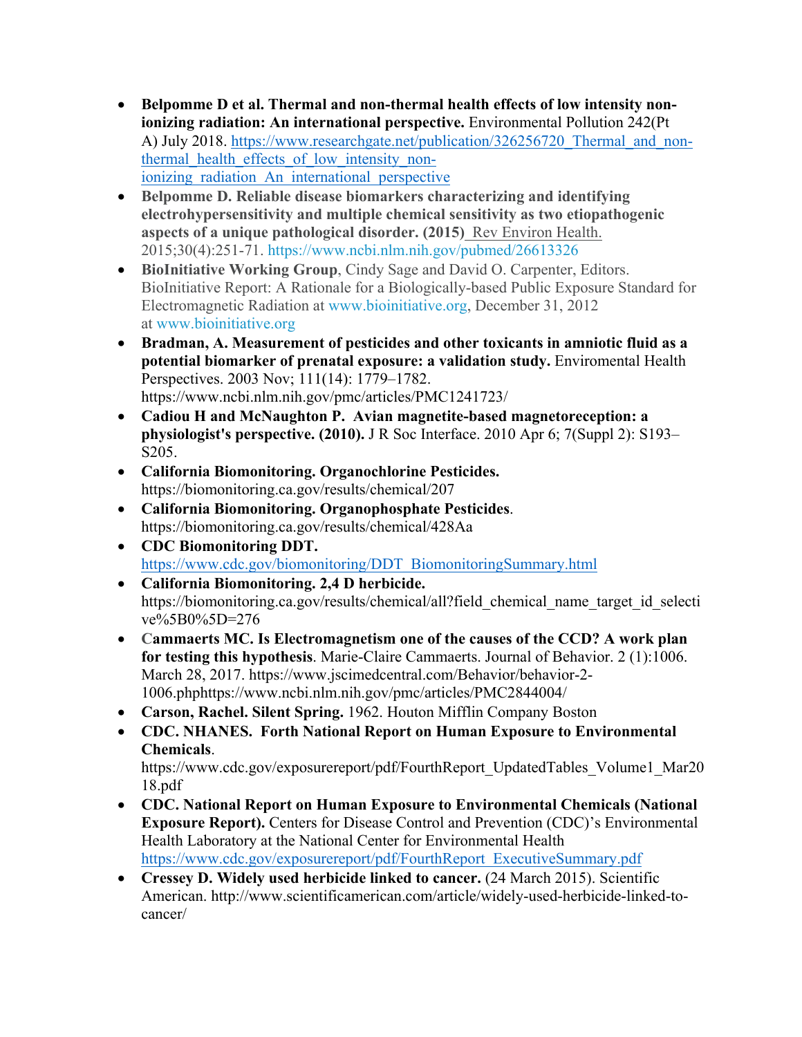- **Belpomme D et al. Thermal and non-thermal health effects of low intensity non-ionizing radiation: An international perspective.** Environmental Pollution 242(Pt A) July 2018. https://www.researchgate.net/publication/326256720_Thermal_and_non-thermal_health_effects_of_low_intensity_non-ionizing_radiation_An_international_perspective
- **Belpomme D. Reliable disease biomarkers characterizing and identifying electrohypersensitivity and multiple chemical sensitivity as two etiopathogenic aspects of a unique pathological disorder. (2015)** Rev Environ Health. 2015;30(4):251-71. https://www.ncbi.nlm.nih.gov/pubmed/26613326
- **BioInitiative Working Group**, Cindy Sage and David O. Carpenter, Editors. BioInitiative Report: A Rationale for a Biologically-based Public Exposure Standard for Electromagnetic Radiation at www.bioinitiative.org, December 31, 2012 at www.bioinitiative.org
- **Bradman, A. Measurement of pesticides and other toxicants in amniotic fluid as a potential biomarker of prenatal exposure: a validation study.** Enviromental Health Perspectives. 2003 Nov; 111(14): 1779–1782. https://www.ncbi.nlm.nih.gov/pmc/articles/PMC1241723/
- **Cadiou H and McNaughton P. Avian magnetite-based magnetoreception: a physiologist's perspective. (2010).** J R Soc Interface. 2010 Apr 6; 7(Suppl 2): S193–S205.
- **California Biomonitoring. Organochlorine Pesticides.** https://biomonitoring.ca.gov/results/chemical/207
- **California Biomonitoring. Organophosphate Pesticides**. https://biomonitoring.ca.gov/results/chemical/428Aa
- **CDC Biomonitoring DDT.** https://www.cdc.gov/biomonitoring/DDT_BiomonitoringSummary.html
- **California Biomonitoring. 2,4 D herbicide.** https://biomonitoring.ca.gov/results/chemical/all?field_chemical_name_target_id_selective%5B0%5D=276
- **Cammaerts MC. Is Electromagnetism one of the causes of the CCD? A work plan for testing this hypothesis**. Marie-Claire Cammaerts. Journal of Behavior. 2 (1):1006. March 28, 2017. https://www.jscimedcentral.com/Behavior/behavior-2-1006.phphttps://www.ncbi.nlm.nih.gov/pmc/articles/PMC2844004/
- **Carson, Rachel. Silent Spring.** 1962. Houton Mifflin Company Boston
- **CDC. NHANES. Forth National Report on Human Exposure to Environmental Chemicals**. https://www.cdc.gov/exposurereport/pdf/FourthReport_UpdatedTables_Volume1_Mar2018.pdf
- **CDC. National Report on Human Exposure to Environmental Chemicals (National Exposure Report).** Centers for Disease Control and Prevention (CDC)'s Environmental Health Laboratory at the National Center for Environmental Health https://www.cdc.gov/exposurereport/pdf/FourthReport_ExecutiveSummary.pdf
- **Cressey D. Widely used herbicide linked to cancer.** (24 March 2015). Scientific American. http://www.scientificamerican.com/article/widely-used-herbicide-linked-to-cancer/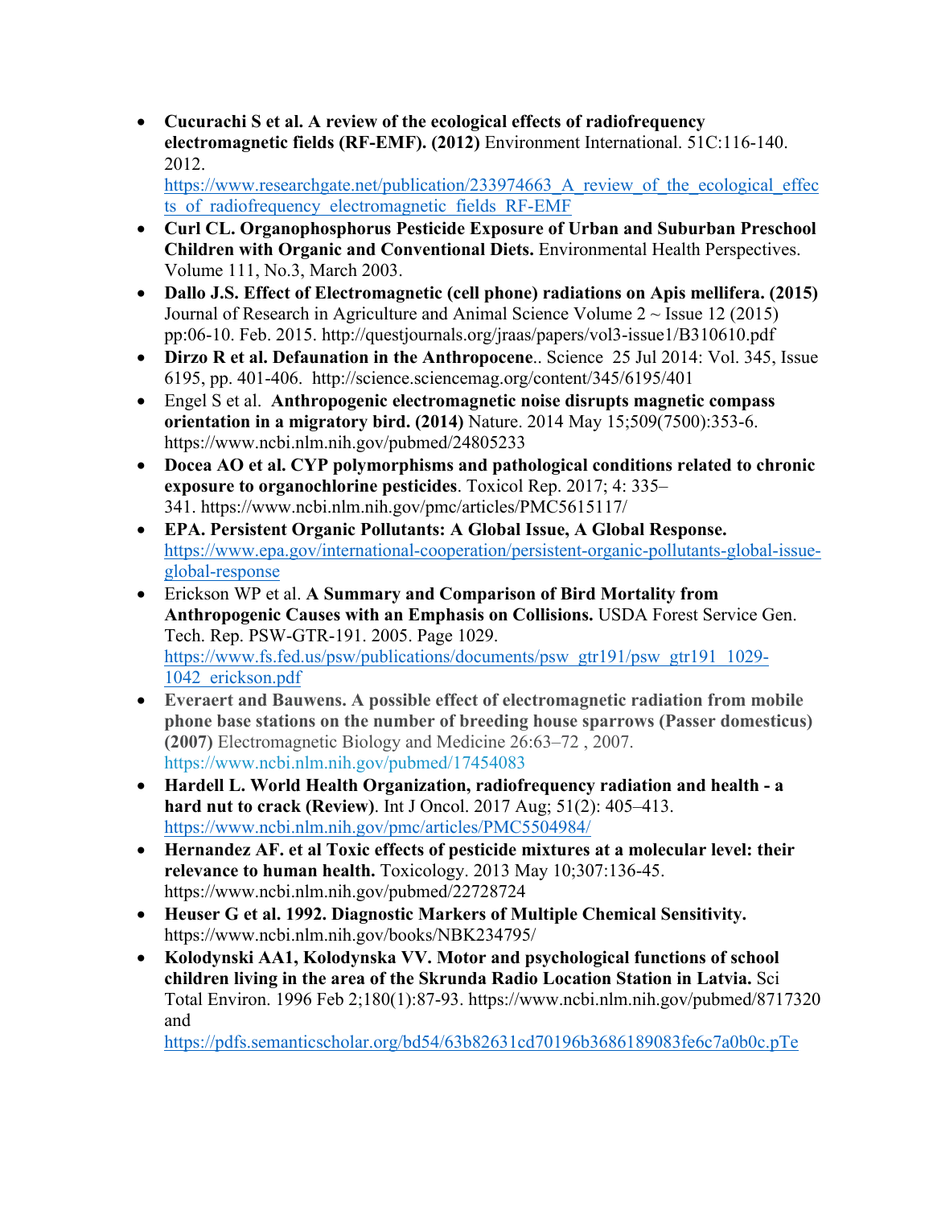- **Cucurachi S et al. A review of the ecological effects of radiofrequency electromagnetic fields (RF-EMF). (2012)** Environment International. 51C:116-140. 2012. https://www.researchgate.net/publication/233974663_A_review_of_the_ecological_effects_of_radiofrequency_electromagnetic_fields_RF-EMF
- **Curl CL. OrganoPhosphorus Pesticide Exposure of Urban and Suburban Preschool Children with Organic and Conventional Diets.** Environmental Health Perspectives. Volume 111, No.3, March 2003.
- **Dallo J.S. Effect of Electromagnetic (cell phone) radiations on Apis mellifera. (2015)** Journal of Research in Agriculture and Animal Science Volume 2 ~ Issue 12 (2015) pp:06-10. Feb. 2015. http://questjournals.org/jraas/papers/vol3-issue1/B310610.pdf
- **Dirzo R et al. Defaunation in the Anthropocene**.. Science 25 Jul 2014: Vol. 345, Issue 6195, pp. 401-406. http://science.sciencemag.org/content/345/6195/401
- Engel S et al. **Anthropogenic electromagnetic noise disrupts magnetic compass orientation in a migratory bird. (2014)** Nature. 2014 May 15;509(7500):353-6. https://www.ncbi.nlm.nih.gov/pubmed/24805233
- **Docea AO et al. CYP polymorphisms and pathological conditions related to chronic exposure to organochlorine pesticides**. Toxicol Rep. 2017; 4: 335–341. https://www.ncbi.nlm.nih.gov/pmc/articles/PMC5615117/
- **EPA. Persistent Organic Pollutants: A Global Issue, A Global Response.** https://www.epa.gov/international-cooperation/persistent-organic-pollutants-global-issue-global-response
- Erickson WP et al. **A Summary and Comparison of Bird Mortality from Anthropogenic Causes with an Emphasis on Collisions.** USDA Forest Service Gen. Tech. Rep. PSW-GTR-191. 2005. Page 1029. https://www.fs.fed.us/psw/publications/documents/psw_gtr191/psw_gtr191_1029-1042_erickson.pdf
- **Everaert and Bauwens. A possible effect of electromagnetic radiation from mobile phone base stations on the number of breeding house sparrows (Passer domesticus) (2007)** Electromagnetic Biology and Medicine 26:63–72 , 2007. https://www.ncbi.nlm.nih.gov/pubmed/17454083
- **Hardell L. World Health Organization, radiofrequency radiation and health - a hard nut to crack (Review)**. Int J Oncol. 2017 Aug; 51(2): 405–413. https://www.ncbi.nlm.nih.gov/pmc/articles/PMC5504984/
- **Hernandez AF. et al Toxic effects of pesticide mixtures at a molecular level: their relevance to human health.** Toxicology. 2013 May 10;307:136-45. https://www.ncbi.nlm.nih.gov/pubmed/22728724
- **Heuser G et al. 1992. Diagnostic Markers of Multiple Chemical Sensitivity.** https://www.ncbi.nlm.nih.gov/books/NBK234795/
- **Kolodynski AA1, Kolodynska VV. Motor and psychological functions of school children living in the area of the Skrunda Radio Location Station in Latvia.** Sci Total Environ. 1996 Feb 2;180(1):87-93. https://www.ncbi.nlm.nih.gov/pubmed/8717320 and https://pdfs.semanticscholar.org/bd54/63b82631cd70196b3686189083fe6c7a0b0c.pTe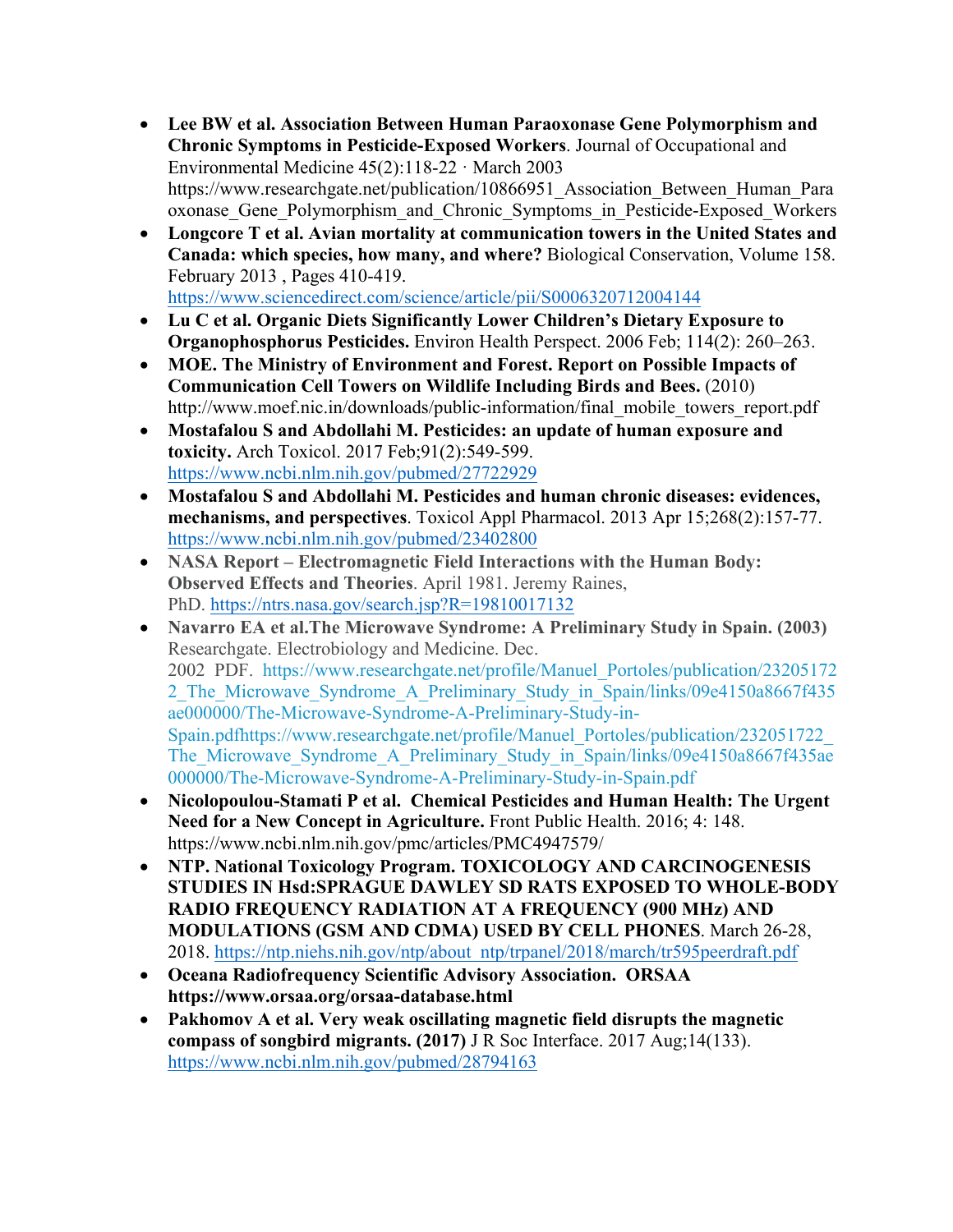- **Lee BW et al. Association Between Human Paraoxonase Gene Polymorphism and Chronic Symptoms in Pesticide-Exposed Workers**. Journal of Occupational and Environmental Medicine 45(2):118-22 · March 2003 https://www.researchgate.net/publication/10866951_Association_Between_Human_Paraoxonase_Gene_Polymorphism_and_Chronic_Symptoms_in_Pesticide-Exposed_Workers
- **Longcore T et al. Avian mortality at communication towers in the United States and Canada: which species, how many, and where?** Biological Conservation, Volume 158. February 2013 , Pages 410-419. https://www.sciencedirect.com/science/article/pii/S0006320712004144
- **Lu C et al. Organic Diets Significantly Lower Children's Dietary Exposure to Organophosphorus Pesticides.** Environ Health Perspect. 2006 Feb; 114(2): 260–263.
- **MOE. The Ministry of Environment and Forest. Report on Possible Impacts of Communication Cell Towers on Wildlife Including Birds and Bees.** (2010) http://www.moef.nic.in/downloads/public-information/final_mobile_towers_report.pdf
- **Mostafalou S and Abdollahi M. Pesticides: an update of human exposure and toxicity.** Arch Toxicol. 2017 Feb;91(2):549-599. https://www.ncbi.nlm.nih.gov/pubmed/27722929
- **Mostafalou S and Abdollahi M. Pesticides and human chronic diseases: evidences, mechanisms, and perspectives**. Toxicol Appl Pharmacol. 2013 Apr 15;268(2):157-77. https://www.ncbi.nlm.nih.gov/pubmed/23402800
- **NASA Report – Electromagnetic Field Interactions with the Human Body: Observed Effects and Theories**. April 1981. Jeremy Raines, PhD. https://ntrs.nasa.gov/search.jsp?R=19810017132
- **Navarro EA et al.The Microwave Syndrome: A Preliminary Study in Spain. (2003)** Researchgate. Electrobiology and Medicine. Dec. 2002 PDF. https://www.researchgate.net/profile/Manuel_Portoles/publication/232051722_The_Microwave_Syndrome_A_Preliminary_Study_in_Spain/links/09e4150a8667f435ae000000/The-Microwave-Syndrome-A-Preliminary-Study-in-Spain.pdfhttps://www.researchgate.net/profile/Manuel_Portoles/publication/232051722_The_Microwave_Syndrome_A_Preliminary_Study_in_Spain/links/09e4150a8667f435ae000000/The-Microwave-Syndrome-A-Preliminary-Study-in-Spain.pdf
- **Nicolopoulou-Stamati P et al. Chemical Pesticides and Human Health: The Urgent Need for a New Concept in Agriculture.** Front Public Health. 2016; 4: 148. https://www.ncbi.nlm.nih.gov/pmc/articles/PMC4947579/
- **NTP. National Toxicology Program. TOXICOLOGY AND CARCINOGENESIS STUDIES IN Hsd:SPRAGUE DAWLEY SD RATS EXPOSED TO WHOLE-BODY RADIO FREQUENCY RADIATION AT A FREQUENCY (900 MHz) AND MODULATIONS (GSM AND CDMA) USED BY CELL PHONES**. March 26-28, 2018. https://ntp.niehs.nih.gov/ntp/about_ntp/trpanel/2018/march/tr595peerdraft.pdf
- **Oceana Radiofrequency Scientific Advisory Association. ORSAA https://www.orsaa.org/orsaa-database.html**
- **Pakhomov A et al. Very weak oscillating magnetic field disrupts the magnetic compass of songbird migrants. (2017)** J R Soc Interface. 2017 Aug;14(133). https://www.ncbi.nlm.nih.gov/pubmed/28794163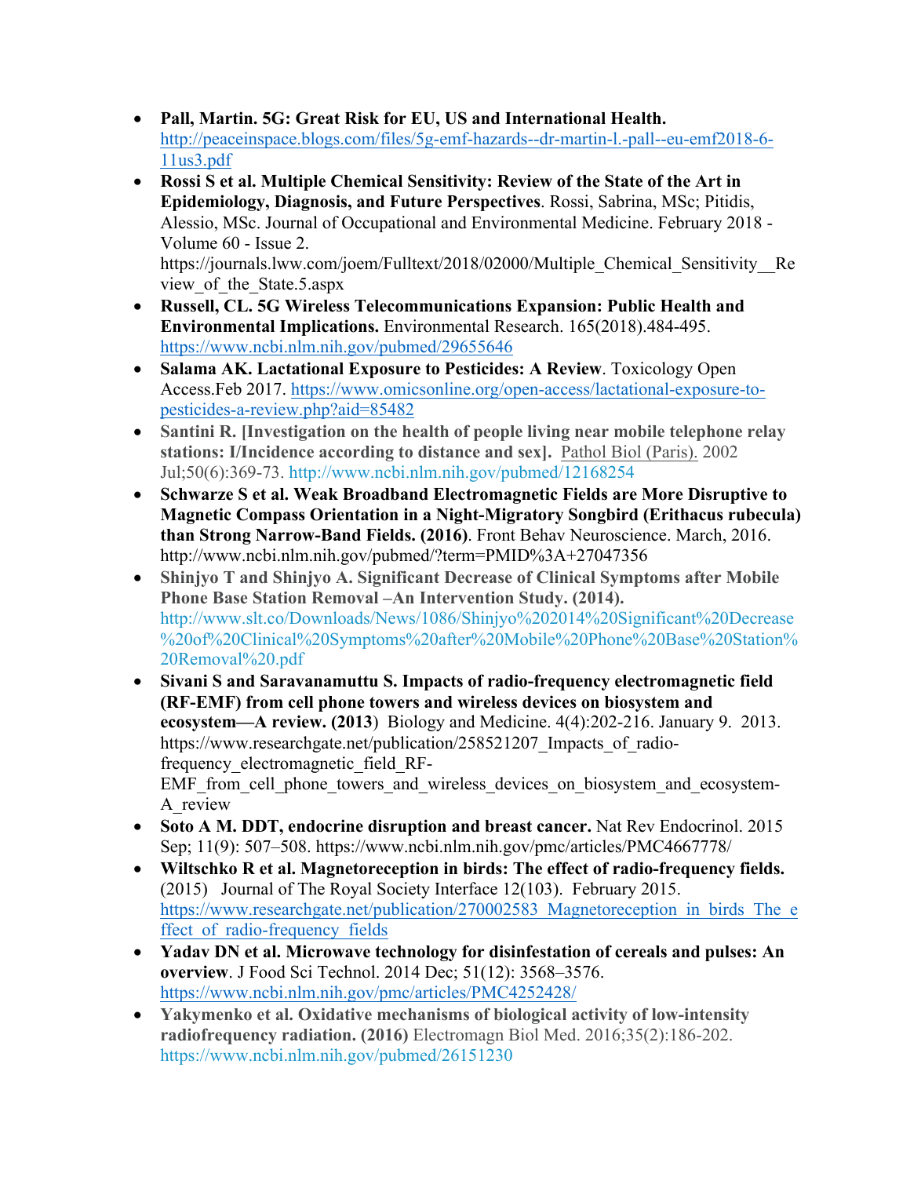- **Pall, Martin. 5G: Great Risk for EU, US and International Health.** http://peaceinspace.blogs.com/files/5g-emf-hazards--dr-martin-l.-pall--eu-emf2018-6-11us3.pdf
- **Rossi S et al. Multiple Chemical Sensitivity: Review of the State of the Art in Epidemiology, Diagnosis, and Future Perspectives**. Rossi, Sabrina, MSc; Pitidis, Alessio, MSc. Journal of Occupational and Environmental Medicine. February 2018 - Volume 60 - Issue 2. https://journals.lww.com/joem/Fulltext/2018/02000/Multiple_Chemical_Sensitivity__Review_of_the_State.5.aspx
- **Russell, CL. 5G Wireless Telecommunications Expansion: Public Health and Environmental Implications.** Environmental Research. 165(2018).484-495. https://www.ncbi.nlm.nih.gov/pubmed/29655646
- **Salama AK. Lactational Exposure to Pesticides: A Review**. Toxicology Open Access.Feb 2017. https://www.omicsonline.org/open-access/lactational-exposure-to-pesticides-a-review.php?aid=85482
- **Santini R. [Investigation on the health of people living near mobile telephone relay stations: I/Incidence according to distance and sex].** Pathol Biol (Paris). 2002 Jul;50(6):369-73. http://www.ncbi.nlm.nih.gov/pubmed/12168254
- **Schwarze S et al. Weak Broadband Electromagnetic Fields are More Disruptive to Magnetic Compass Orientation in a Night-Migratory Songbird (Erithacus rubecula) than Strong Narrow-Band Fields. (2016)**. Front Behav Neuroscience. March, 2016. http://www.ncbi.nlm.nih.gov/pubmed/?term=PMID%3A+27047356
- **Shinjyo T and Shinjyo A. Significant Decrease of Clinical Symptoms after Mobile Phone Base Station Removal –An Intervention Study. (2014).** http://www.slt.co/Downloads/News/1086/Shinjyo%202014%20Significant%20Decrease%20of%20Clinical%20Symptoms%20after%20Mobile%20Phone%20Base%20Station%20Removal%20.pdf
- **Sivani S and Saravanamuttu S. Impacts of radio-frequency electromagnetic field (RF-EMF) from cell phone towers and wireless devices on biosystem and ecosystem—A review. (2013**) Biology and Medicine. 4(4):202-216. January 9. 2013. https://www.researchgate.net/publication/258521207_Impacts_of_radio-frequency_electromagnetic_field_RF-EMF_from_cell_phone_towers_and_wireless_devices_on_biosystem_and_ecosystem-A_review
- **Soto A M. DDT, endocrine disruption and breast cancer.** Nat Rev Endocrinol. 2015 Sep; 11(9): 507–508. https://www.ncbi.nlm.nih.gov/pmc/articles/PMC4667778/
- **Wiltschko R et al. Magnetoreception in birds: The effect of radio-frequency fields.** (2015) Journal of The Royal Society Interface 12(103). February 2015. https://www.researchgate.net/publication/270002583_Magnetoreception_in_birds_The_effect_of_radio-frequency_fields
- **Yadav DN et al. Microwave technology for disinfestation of cereals and pulses: An overview**. J Food Sci Technol. 2014 Dec; 51(12): 3568–3576. https://www.ncbi.nlm.nih.gov/pmc/articles/PMC4252428/
- **Yakymenko et al. Oxidative mechanisms of biological activity of low-intensity radiofrequency radiation. (2016)** Electromagn Biol Med. 2016;35(2):186-202. https://www.ncbi.nlm.nih.gov/pubmed/26151230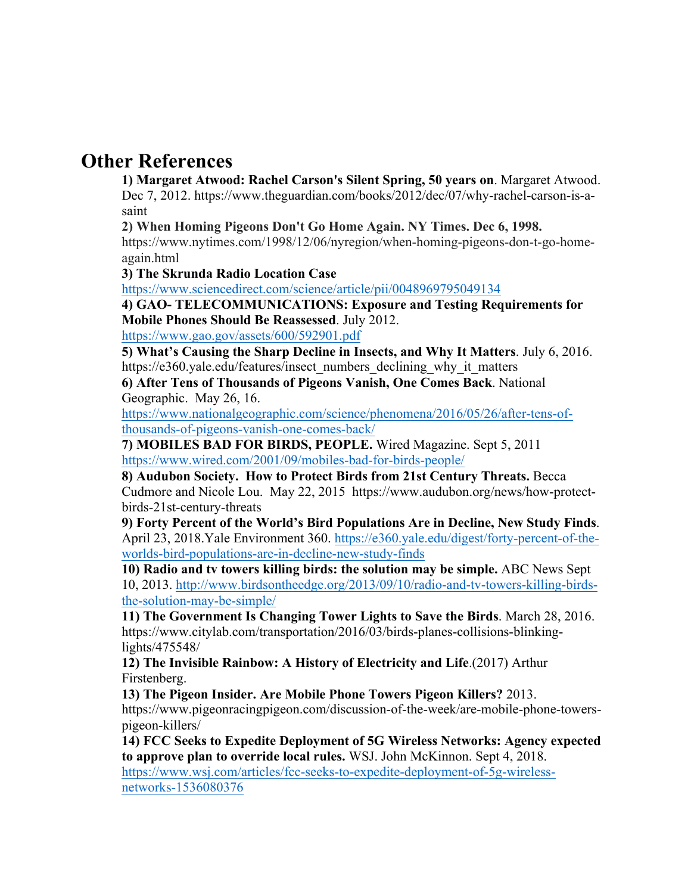## Other References

**1) Margaret Atwood: Rachel Carson's Silent Spring, 50 years on**. Margaret Atwood. Dec 7, 2012. https://www.theguardian.com/books/2012/dec/07/why-rachel-carson-is-a-saint

**2) When Homing Pigeons Don't Go Home Again. NY Times. Dec 6, 1998.** https://www.nytimes.com/1998/12/06/nyregion/when-homing-pigeons-don-t-go-home-again.html

**3) The Skrunda Radio Location Case** https://www.sciencedirect.com/science/article/pii/0048969795049134

**4) GAO- TELECOMMUNICATIONS: Exposure and Testing Requirements for Mobile Phones Should Be Reassessed**. July 2012. https://www.gao.gov/assets/600/592901.pdf

**5) What's Causing the Sharp Decline in Insects, and Why It Matters**. July 6, 2016. https://e360.yale.edu/features/insect_numbers_declining_why_it_matters

**6) After Tens of Thousands of Pigeons Vanish, One Comes Back**. National Geographic. May 26, 16. https://www.nationalgeographic.com/science/phenomena/2016/05/26/after-tens-of-thousands-of-pigeons-vanish-one-comes-back/

**7) MOBILES BAD FOR BIRDS, PEOPLE.** Wired Magazine. Sept 5, 2011 https://www.wired.com/2001/09/mobiles-bad-for-birds-people/

**8) Audubon Society. How to Protect Birds from 21st Century Threats.** Becca Cudmore and Nicole Lou. May 22, 2015 https://www.audubon.org/news/how-protect-birds-21st-century-threats

**9) Forty Percent of the World's Bird Populations Are in Decline, New Study Finds**. April 23, 2018.Yale Environment 360. https://e360.yale.edu/digest/forty-percent-of-the-worlds-bird-populations-are-in-decline-new-study-finds

**10) Radio and tv towers killing birds: the solution may be simple.** ABC News Sept 10, 2013. http://www.birdsontheedge.org/2013/09/10/radio-and-tv-towers-killing-birds-the-solution-may-be-simple/

**11) The Government Is Changing Tower Lights to Save the Birds**. March 28, 2016. https://www.citylab.com/transportation/2016/03/birds-planes-collisions-blinking-lights/475548/

**12) The Invisible Rainbow: A History of Electricity and Life**.(2017) Arthur Firstenberg.

**13) The Pigeon Insider. Are Mobile Phone Towers Pigeon Killers?** 2013. https://www.pigeonracingpigeon.com/discussion-of-the-week/are-mobile-phone-towers-pigeon-killers/

**14) FCC Seeks to Expedite Deployment of 5G Wireless Networks: Agency expected to approve plan to override local rules.** WSJ. John McKinnon. Sept 4, 2018. https://www.wsj.com/articles/fcc-seeks-to-expedite-deployment-of-5g-wireless-networks-1536080376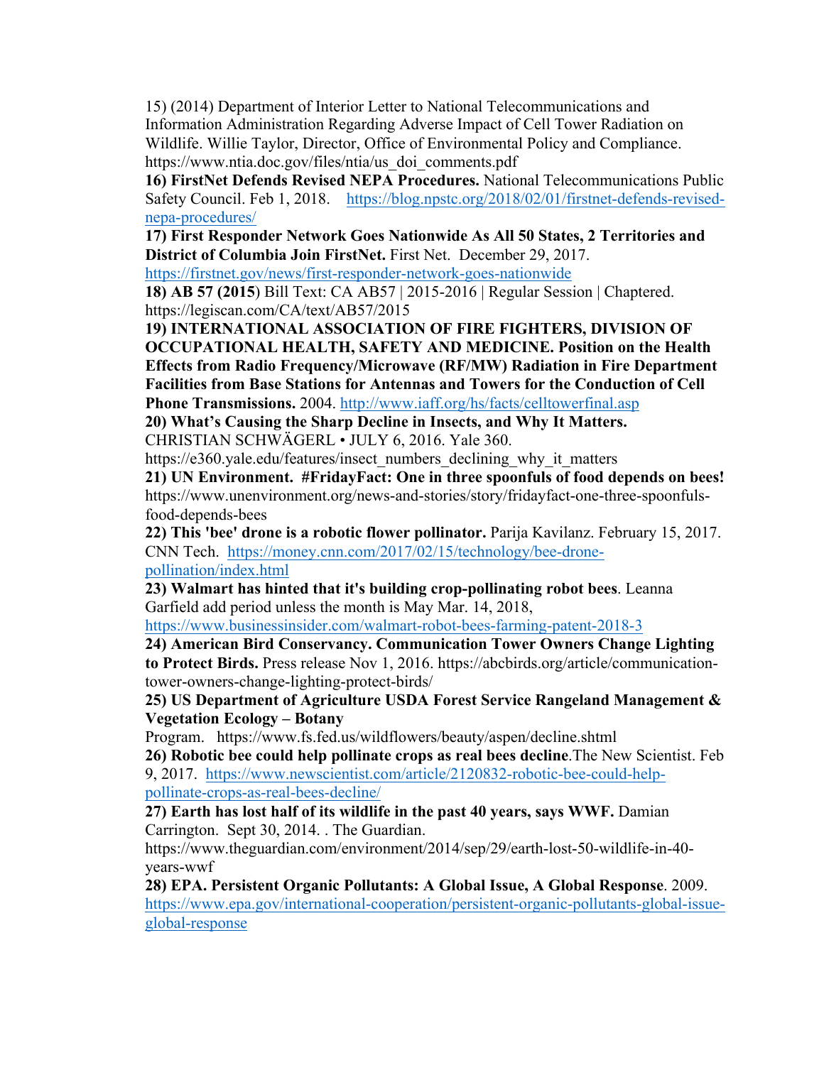15) (2014) Department of Interior Letter to National Telecommunications and Information Administration Regarding Adverse Impact of Cell Tower Radiation on Wildlife. Willie Taylor, Director, Office of Environmental Policy and Compliance. https://www.ntia.doc.gov/files/ntia/us_doi_comments.pdf

16) **FirstNet Defends Revised NEPA Procedures.** National Telecommunications Public Safety Council. Feb 1, 2018. https://blog.npstc.org/2018/02/01/firstnet-defends-revised-nepa-procedures/

17) **First Responder Network Goes Nationwide As All 50 States, 2 Territories and District of Columbia Join FirstNet.** First Net. December 29, 2017. https://firstnet.gov/news/first-responder-network-goes-nationwide

18) **AB 57 (2015**) Bill Text: CA AB57 | 2015-2016 | Regular Session | Chaptered. https://legiscan.com/CA/text/AB57/2015

19) **INTERNATIONAL ASSOCIATION OF FIRE FIGHTERS, DIVISION OF OCCUPATIONAL HEALTH, SAFETY AND MEDICINE. Position on the Health Effects from Radio Frequency/Microwave (RF/MW) Radiation in Fire Department Facilities from Base Stations for Antennas and Towers for the Conduction of Cell Phone Transmissions.** 2004. http://www.iaff.org/hs/facts/celltowerfinal.asp

20) **What's Causing the Sharp Decline in Insects, and Why It Matters.** CHRISTIAN SCHWÄGERL • JULY 6, 2016. Yale 360. https://e360.yale.edu/features/insect_numbers_declining_why_it_matters

21) **UN Environment. #FridayFact: One in three spoonfuls of food depends on bees!** https://www.unenvironment.org/news-and-stories/story/fridayfact-one-three-spoonfuls-food-depends-bees

22) **This 'bee' drone is a robotic flower pollinator.** Parija Kavilanz. February 15, 2017. CNN Tech. https://money.cnn.com/2017/02/15/technology/bee-drone-pollination/index.html

23) **Walmart has hinted that it's building crop-pollinating robot bees**. Leanna Garfield add period unless the month is May Mar. 14, 2018, https://www.businessinsider.com/walmart-robot-bees-farming-patent-2018-3

24) **American Bird Conservancy. Communication Tower Owners Change Lighting to Protect Birds.** Press release Nov 1, 2016. https://abcbirds.org/article/communication-tower-owners-change-lighting-protect-birds/

25) **US Department of Agriculture USDA Forest Service Rangeland Management & Vegetation Ecology – Botany** Program. https://www.fs.fed.us/wildflowers/beauty/aspen/decline.shtml

26) **Robotic bee could help pollinate crops as real bees decline**.The New Scientist. Feb 9, 2017. https://www.newscientist.com/article/2120832-robotic-bee-could-help-pollinate-crops-as-real-bees-decline/

27) **Earth has lost half of its wildlife in the past 40 years, says WWF.** Damian Carrington. Sept 30, 2014. . The Guardian. https://www.theguardian.com/environment/2014/sep/29/earth-lost-50-wildlife-in-40-years-wwf

28) **EPA. Persistent Organic Pollutants: A Global Issue, A Global Response**. 2009. https://www.epa.gov/international-cooperation/persistent-organic-pollutants-global-issue-global-response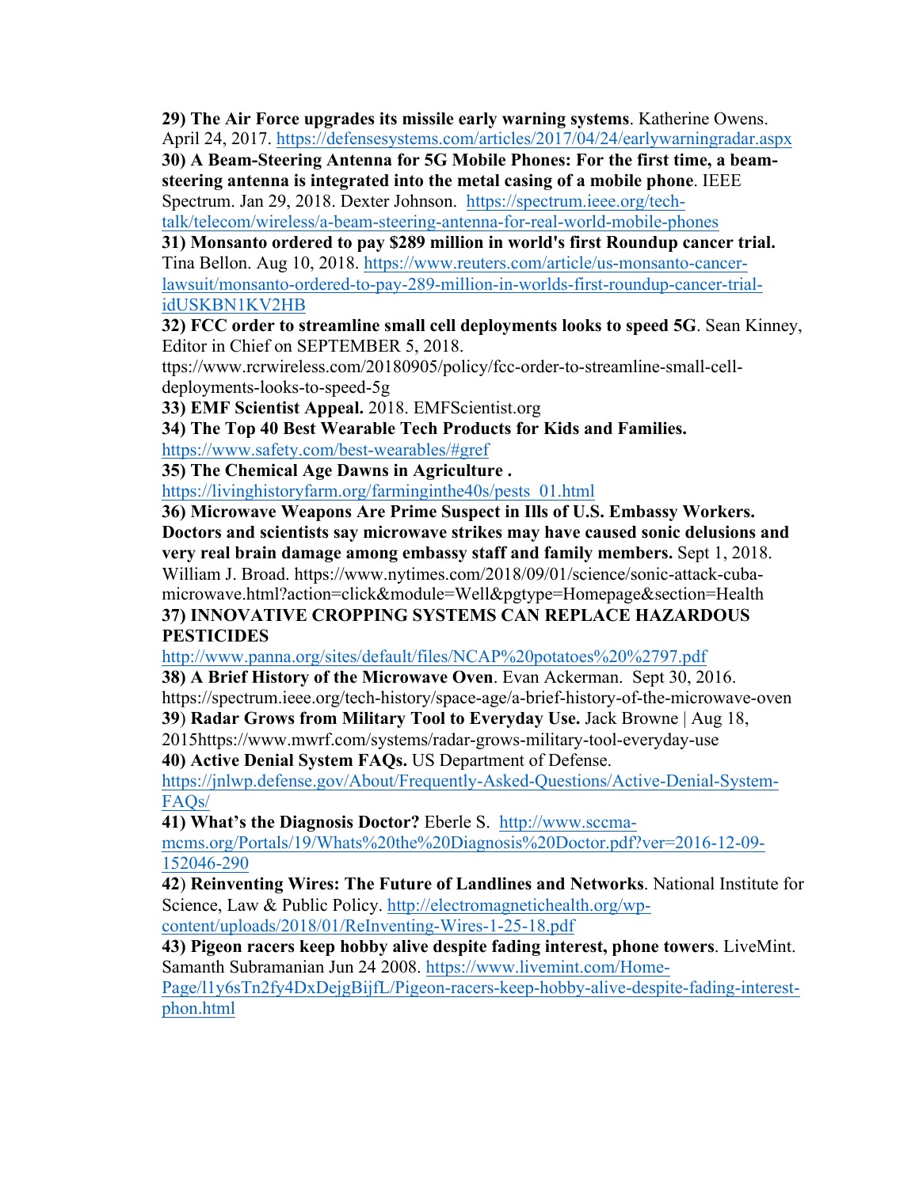**29) The Air Force upgrades its missile early warning systems**. Katherine Owens. April 24, 2017. https://defensesystems.com/articles/2017/04/24/earlywarningradar.aspx

**30) A Beam-Steering Antenna for 5G Mobile Phones: For the first time, a beam-steering antenna is integrated into the metal casing of a mobile phone**. IEEE Spectrum. Jan 29, 2018. Dexter Johnson. https://spectrum.ieee.org/tech-talk/telecom/wireless/a-beam-steering-antenna-for-real-world-mobile-phones

**31) Monsanto ordered to pay $289 million in world's first Roundup cancer trial.** Tina Bellon. Aug 10, 2018. https://www.reuters.com/article/us-monsanto-cancer-lawsuit/monsanto-ordered-to-pay-289-million-in-worlds-first-roundup-cancer-trial-idUSKBN1KV2HB

**32) FCC order to streamline small cell deployments looks to speed 5G**. Sean Kinney, Editor in Chief on SEPTEMBER 5, 2018. ttps://www.rcrwireless.com/20180905/policy/fcc-order-to-streamline-small-cell-deployments-looks-to-speed-5g

**33) EMF Scientist Appeal.** 2018. EMFScientist.org

**34) The Top 40 Best Wearable Tech Products for Kids and Families.** https://www.safety.com/best-wearables/#gref

**35) The Chemical Age Dawns in Agriculture .** https://livinghistoryfarm.org/farminginthe40s/pests_01.html

**36) Microwave Weapons Are Prime Suspect in Ills of U.S. Embassy Workers. Doctors and scientists say microwave strikes may have caused sonic delusions and very real brain damage among embassy staff and family members.** Sept 1, 2018. William J. Broad. https://www.nytimes.com/2018/09/01/science/sonic-attack-cuba-microwave.html?action=click&module=Well&pgtype=Homepage&section=Health

**37) INNOVATIVE CROPPING SYSTEMS CAN REPLACE HAZARDOUS PESTICIDES** http://www.panna.org/sites/default/files/NCAP%20potatoes%20%2797.pdf

**38) A Brief History of the Microwave Oven**. Evan Ackerman. Sept 30, 2016. https://spectrum.ieee.org/tech-history/space-age/a-brief-history-of-the-microwave-oven

**39) Radar Grows from Military Tool to Everyday Use.** Jack Browne | Aug 18, 2015https://www.mwrf.com/systems/radar-grows-military-tool-everyday-use

**40) Active Denial System FAQs.** US Department of Defense. https://jnlwp.defense.gov/About/Frequently-Asked-Questions/Active-Denial-System-FAQs/

**41) What's the Diagnosis Doctor?** Eberle S. http://www.sccma-mcms.org/Portals/19/Whats%20the%20Diagnosis%20Doctor.pdf?ver=2016-12-09-152046-290

**42) Reinventing Wires: The Future of Landlines and Networks**. National Institute for Science, Law & Public Policy. http://electromagnetichealth.org/wp-content/uploads/2018/01/ReInventing-Wires-1-25-18.pdf

**43) Pigeon racers keep hobby alive despite fading interest, phone towers**. LiveMint. Samanth Subramanian Jun 24 2008. https://www.livemint.com/Home-Page/l1y6sTn2fy4DxDejgBijfL/Pigeon-racers-keep-hobby-alive-despite-fading-interest-phon.html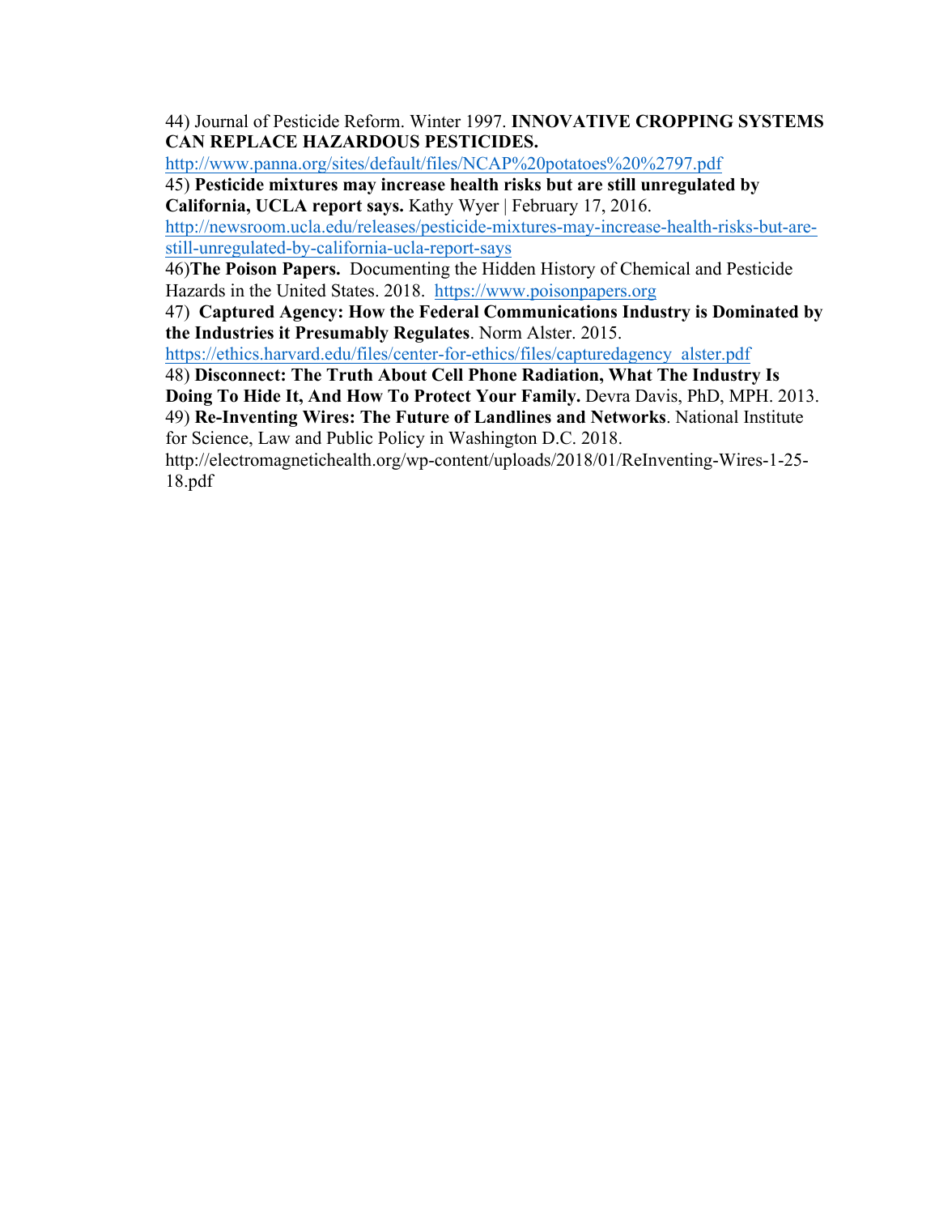44) Journal of Pesticide Reform. Winter 1997. **INNOVATIVE CROPPING SYSTEMS CAN REPLACE HAZARDOUS PESTICIDES.**
http://www.panna.org/sites/default/files/NCAP%20potatoes%20%2797.pdf

45) **Pesticide mixtures may increase health risks but are still unregulated by California, UCLA report says.** Kathy Wyer | February 17, 2016.
http://newsroom.ucla.edu/releases/pesticide-mixtures-may-increase-health-risks-but-are-still-unregulated-by-california-ucla-report-says

46)**The Poison Papers.** Documenting the Hidden History of Chemical and Pesticide Hazards in the United States. 2018. https://www.poisonpapers.org

47) **Captured Agency: How the Federal Communications Industry is Dominated by the Industries it Presumably Regulates**. Norm Alster. 2015.
https://ethics.harvard.edu/files/center-for-ethics/files/capturedagency_alster.pdf

48) **Disconnect: The Truth About Cell Phone Radiation, What The Industry Is Doing To Hide It, And How To Protect Your Family.** Devra Davis, PhD, MPH. 2013.

49) **Re-Inventing Wires: The Future of Landlines and Networks**. National Institute for Science, Law and Public Policy in Washington D.C. 2018.
http://electromagnetichealth.org/wp-content/uploads/2018/01/ReInventing-Wires-1-25-18.pdf